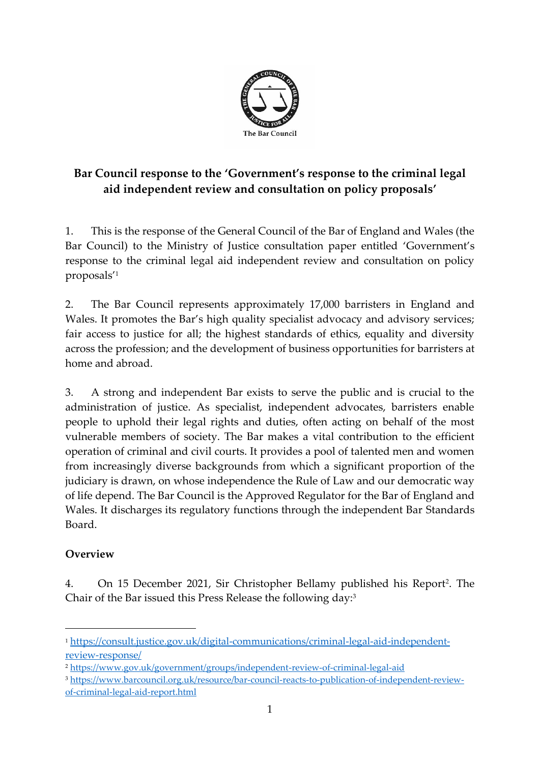The Bar Council

# Bar Council response to the 'Government's response to the criminal legal aid independent review and consultation on policy proposals'

1. This is the response of the General Council of the Bar of England and Wales (the Bar Council) to the Ministry of Justice consultation paper entitled 'Government's response to the criminal legal aid independent review and consultation on policy proposals'[1]

2. The Bar Council represents approximately 17,000 barristers in England and Wales. It promotes the Bar's high quality specialist advocacy and advisory services; fair access to justice for all; the highest standards of ethics, equality and diversity across the profession; and the development of business opportunities for barristers at home and abroad.

3. A strong and independent Bar exists to serve the public and is crucial to the administration of justice. As specialist, independent advocates, barristers enable people to uphold their legal rights and duties, often acting on behalf of the most vulnerable members of society. The Bar makes a vital contribution to the efficient operation of criminal and civil courts. It provides a pool of talented men and women from increasingly diverse backgrounds from which a significant proportion of the judiciary is drawn, on whose independence the Rule of Law and our democratic way of life depend. The Bar Council is the Approved Regulator for the Bar of England and Wales. It discharges its regulatory functions through the independent Bar Standards Board.

## Overview

4. On 15 December 2021, Sir Christopher Bellamy published his Report[2]. The Chair of the Bar issued this Press Release the following day:[3]

---

[1] https://consult.justice.gov.uk/digital-communications/criminal-legal-aid-independent-review-response/

[2] https://www.gov.uk/government/groups/independent-review-of-criminal-legal-aid

[3] https://www.barcouncil.org.uk/resource/bar-council-reacts-to-publication-of-independent-review-of-criminal-legal-aid-report.html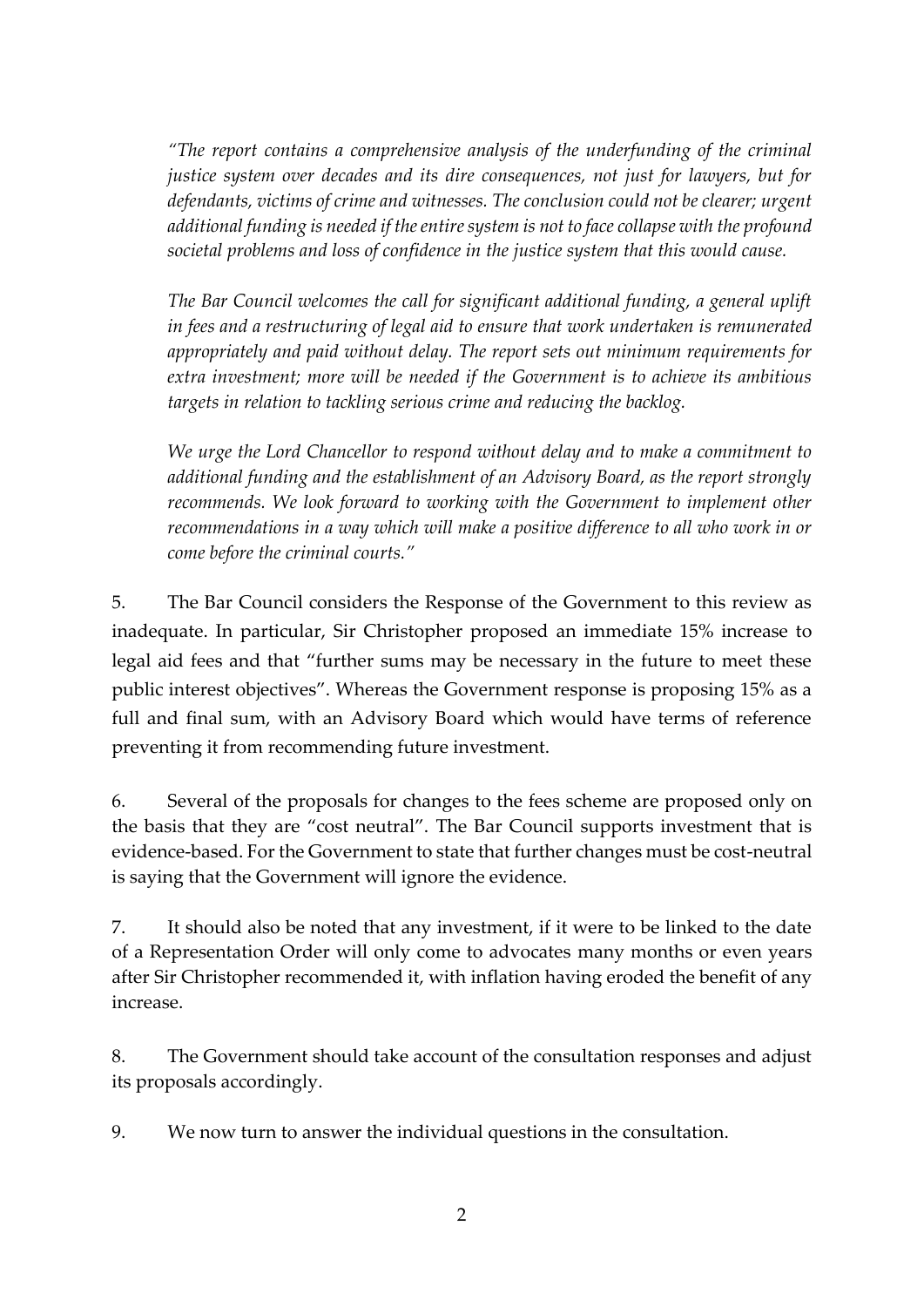*"The report contains a comprehensive analysis of the underfunding of the criminal justice system over decades and its dire consequences, not just for lawyers, but for defendants, victims of crime and witnesses. The conclusion could not be clearer; urgent additional funding is needed if the entire system is not to face collapse with the profound societal problems and loss of confidence in the justice system that this would cause.*

*The Bar Council welcomes the call for significant additional funding, a general uplift in fees and a restructuring of legal aid to ensure that work undertaken is remunerated appropriately and paid without delay. The report sets out minimum requirements for extra investment; more will be needed if the Government is to achieve its ambitious targets in relation to tackling serious crime and reducing the backlog.*

*We urge the Lord Chancellor to respond without delay and to make a commitment to additional funding and the establishment of an Advisory Board, as the report strongly recommends. We look forward to working with the Government to implement other recommendations in a way which will make a positive difference to all who work in or come before the criminal courts."*

5. The Bar Council considers the Response of the Government to this review as inadequate. In particular, Sir Christopher proposed an immediate 15% increase to legal aid fees and that "further sums may be necessary in the future to meet these public interest objectives". Whereas the Government response is proposing 15% as a full and final sum, with an Advisory Board which would have terms of reference preventing it from recommending future investment.

6. Several of the proposals for changes to the fees scheme are proposed only on the basis that they are "cost neutral". The Bar Council supports investment that is evidence-based. For the Government to state that further changes must be cost-neutral is saying that the Government will ignore the evidence.

7. It should also be noted that any investment, if it were to be linked to the date of a Representation Order will only come to advocates many months or even years after Sir Christopher recommended it, with inflation having eroded the benefit of any increase.

8. The Government should take account of the consultation responses and adjust its proposals accordingly.

9. We now turn to answer the individual questions in the consultation.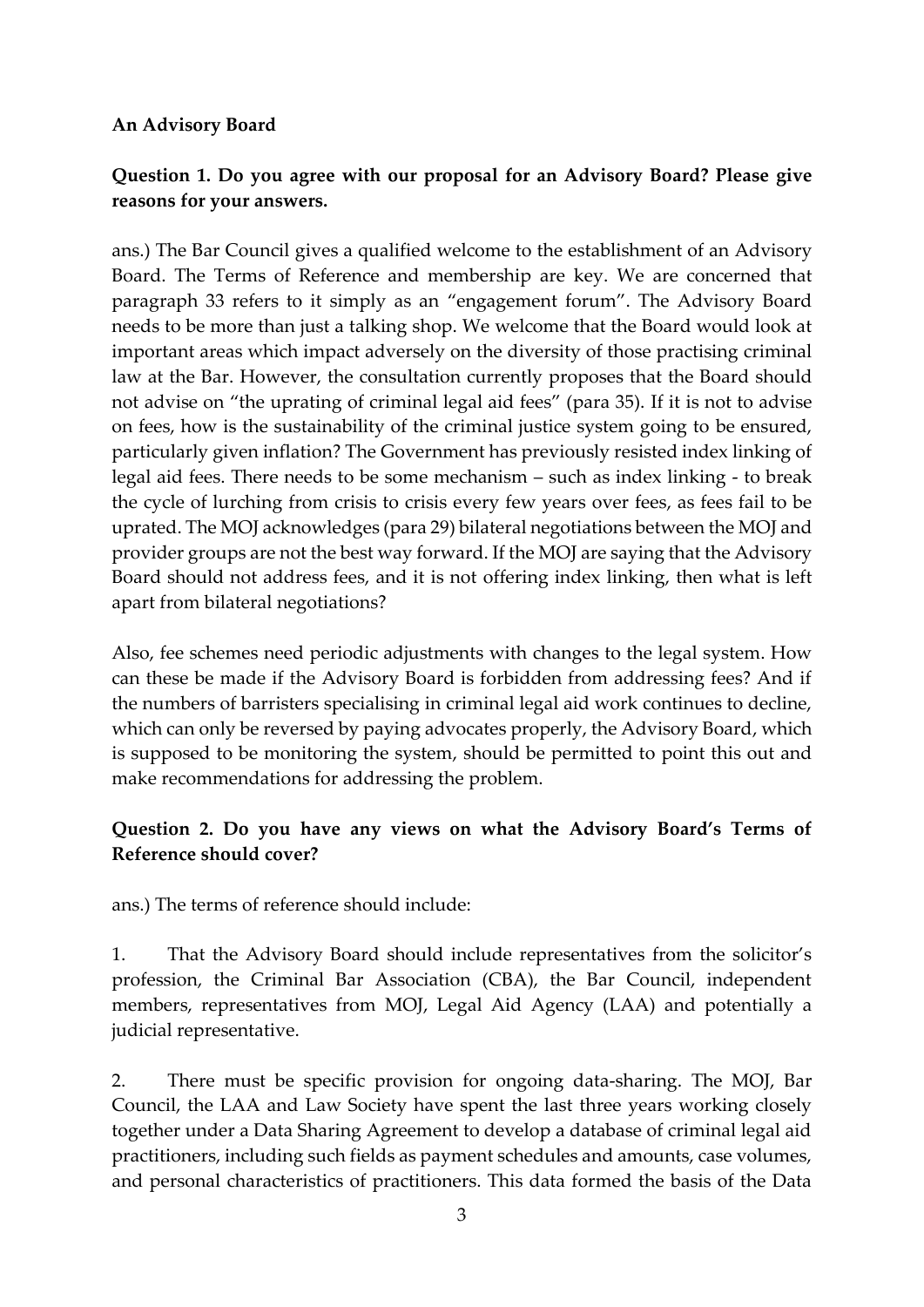**An Advisory Board**

**Question 1. Do you agree with our proposal for an Advisory Board? Please give reasons for your answers.**

ans.) The Bar Council gives a qualified welcome to the establishment of an Advisory Board. The Terms of Reference and membership are key. We are concerned that paragraph 33 refers to it simply as an "engagement forum". The Advisory Board needs to be more than just a talking shop. We welcome that the Board would look at important areas which impact adversely on the diversity of those practising criminal law at the Bar. However, the consultation currently proposes that the Board should not advise on "the uprating of criminal legal aid fees" (para 35). If it is not to advise on fees, how is the sustainability of the criminal justice system going to be ensured, particularly given inflation? The Government has previously resisted index linking of legal aid fees. There needs to be some mechanism – such as index linking - to break the cycle of lurching from crisis to crisis every few years over fees, as fees fail to be uprated. The MOJ acknowledges (para 29) bilateral negotiations between the MOJ and provider groups are not the best way forward. If the MOJ are saying that the Advisory Board should not address fees, and it is not offering index linking, then what is left apart from bilateral negotiations?

Also, fee schemes need periodic adjustments with changes to the legal system. How can these be made if the Advisory Board is forbidden from addressing fees? And if the numbers of barristers specialising in criminal legal aid work continues to decline, which can only be reversed by paying advocates properly, the Advisory Board, which is supposed to be monitoring the system, should be permitted to point this out and make recommendations for addressing the problem.

**Question 2. Do you have any views on what the Advisory Board's Terms of Reference should cover?**

ans.) The terms of reference should include:

1. That the Advisory Board should include representatives from the solicitor's profession, the Criminal Bar Association (CBA), the Bar Council, independent members, representatives from MOJ, Legal Aid Agency (LAA) and potentially a judicial representative.

2. There must be specific provision for ongoing data-sharing. The MOJ, Bar Council, the LAA and Law Society have spent the last three years working closely together under a Data Sharing Agreement to develop a database of criminal legal aid practitioners, including such fields as payment schedules and amounts, case volumes, and personal characteristics of practitioners. This data formed the basis of the Data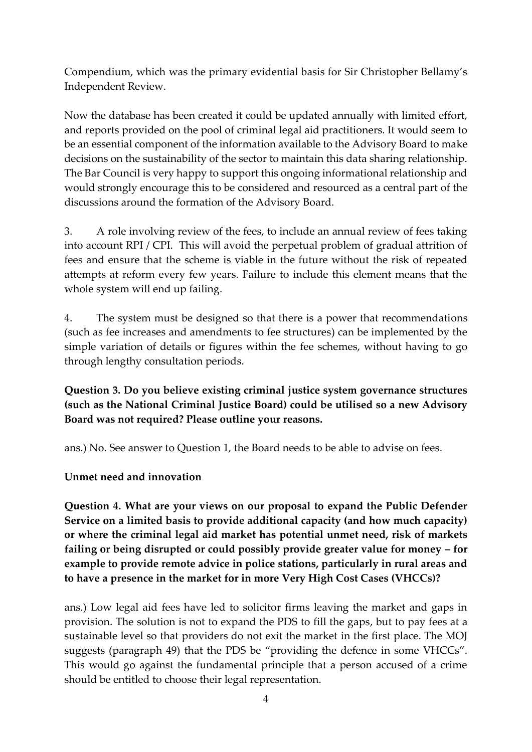Compendium, which was the primary evidential basis for Sir Christopher Bellamy's Independent Review.

Now the database has been created it could be updated annually with limited effort, and reports provided on the pool of criminal legal aid practitioners. It would seem to be an essential component of the information available to the Advisory Board to make decisions on the sustainability of the sector to maintain this data sharing relationship. The Bar Council is very happy to support this ongoing informational relationship and would strongly encourage this to be considered and resourced as a central part of the discussions around the formation of the Advisory Board.

3. A role involving review of the fees, to include an annual review of fees taking into account RPI / CPI. This will avoid the perpetual problem of gradual attrition of fees and ensure that the scheme is viable in the future without the risk of repeated attempts at reform every few years. Failure to include this element means that the whole system will end up failing.

4. The system must be designed so that there is a power that recommendations (such as fee increases and amendments to fee structures) can be implemented by the simple variation of details or figures within the fee schemes, without having to go through lengthy consultation periods.

**Question 3. Do you believe existing criminal justice system governance structures (such as the National Criminal Justice Board) could be utilised so a new Advisory Board was not required? Please outline your reasons.**

ans.) No. See answer to Question 1, the Board needs to be able to advise on fees.

**Unmet need and innovation**

**Question 4. What are your views on our proposal to expand the Public Defender Service on a limited basis to provide additional capacity (and how much capacity) or where the criminal legal aid market has potential unmet need, risk of markets failing or being disrupted or could possibly provide greater value for money – for example to provide remote advice in police stations, particularly in rural areas and to have a presence in the market for in more Very High Cost Cases (VHCCs)?**

ans.) Low legal aid fees have led to solicitor firms leaving the market and gaps in provision. The solution is not to expand the PDS to fill the gaps, but to pay fees at a sustainable level so that providers do not exit the market in the first place. The MOJ suggests (paragraph 49) that the PDS be "providing the defence in some VHCCs". This would go against the fundamental principle that a person accused of a crime should be entitled to choose their legal representation.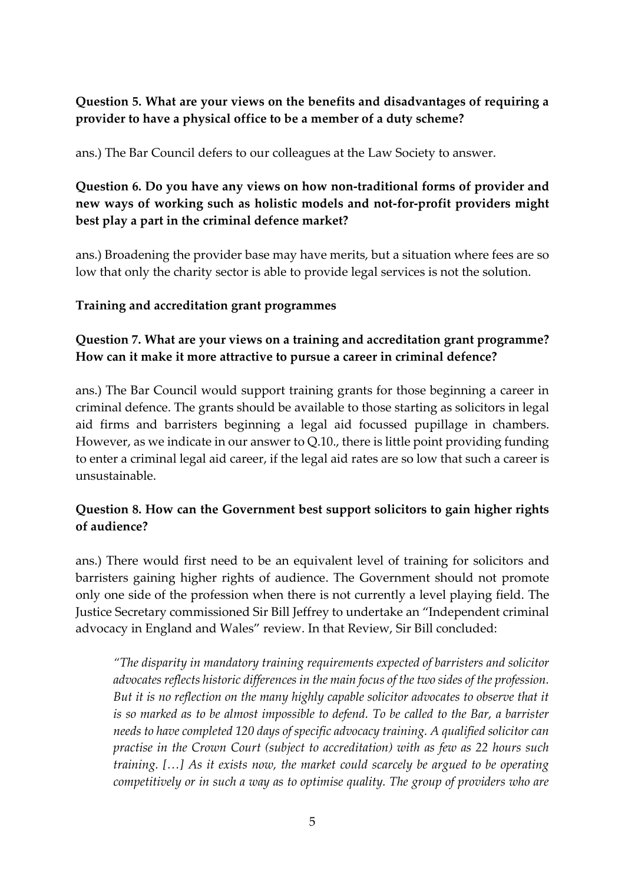**Question 5. What are your views on the benefits and disadvantages of requiring a provider to have a physical office to be a member of a duty scheme?**

ans.) The Bar Council defers to our colleagues at the Law Society to answer.

**Question 6. Do you have any views on how non-traditional forms of provider and new ways of working such as holistic models and not-for-profit providers might best play a part in the criminal defence market?**

ans.) Broadening the provider base may have merits, but a situation where fees are so low that only the charity sector is able to provide legal services is not the solution.

**Training and accreditation grant programmes**

**Question 7. What are your views on a training and accreditation grant programme? How can it make it more attractive to pursue a career in criminal defence?**

ans.) The Bar Council would support training grants for those beginning a career in criminal defence. The grants should be available to those starting as solicitors in legal aid firms and barristers beginning a legal aid focussed pupillage in chambers. However, as we indicate in our answer to Q.10., there is little point providing funding to enter a criminal legal aid career, if the legal aid rates are so low that such a career is unsustainable.

**Question 8. How can the Government best support solicitors to gain higher rights of audience?**

ans.) There would first need to be an equivalent level of training for solicitors and barristers gaining higher rights of audience. The Government should not promote only one side of the profession when there is not currently a level playing field. The Justice Secretary commissioned Sir Bill Jeffrey to undertake an "Independent criminal advocacy in England and Wales" review. In that Review, Sir Bill concluded:

> *"The disparity in mandatory training requirements expected of barristers and solicitor advocates reflects historic differences in the main focus of the two sides of the profession. But it is no reflection on the many highly capable solicitor advocates to observe that it is so marked as to be almost impossible to defend. To be called to the Bar, a barrister needs to have completed 120 days of specific advocacy training. A qualified solicitor can practise in the Crown Court (subject to accreditation) with as few as 22 hours such training. […] As it exists now, the market could scarcely be argued to be operating competitively or in such a way as to optimise quality. The group of providers who are*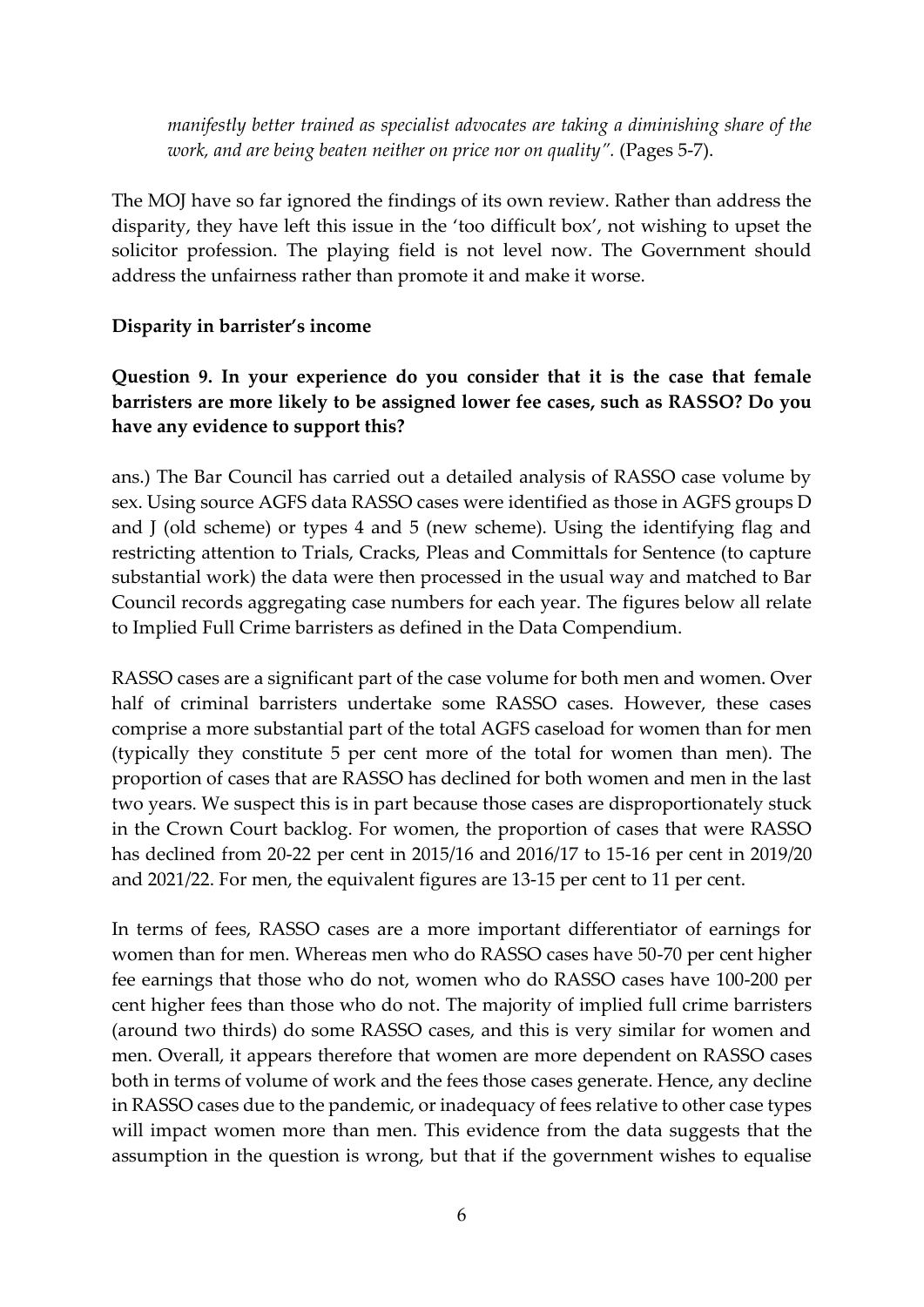*manifestly better trained as specialist advocates are taking a diminishing share of the work, and are being beaten neither on price nor on quality".* (Pages 5-7).

The MOJ have so far ignored the findings of its own review. Rather than address the disparity, they have left this issue in the 'too difficult box', not wishing to upset the solicitor profession. The playing field is not level now. The Government should address the unfairness rather than promote it and make it worse.

**Disparity in barrister's income**

**Question 9. In your experience do you consider that it is the case that female barristers are more likely to be assigned lower fee cases, such as RASSO? Do you have any evidence to support this?**

ans.) The Bar Council has carried out a detailed analysis of RASSO case volume by sex. Using source AGFS data RASSO cases were identified as those in AGFS groups D and J (old scheme) or types 4 and 5 (new scheme). Using the identifying flag and restricting attention to Trials, Cracks, Pleas and Committals for Sentence (to capture substantial work) the data were then processed in the usual way and matched to Bar Council records aggregating case numbers for each year. The figures below all relate to Implied Full Crime barristers as defined in the Data Compendium.

RASSO cases are a significant part of the case volume for both men and women. Over half of criminal barristers undertake some RASSO cases. However, these cases comprise a more substantial part of the total AGFS caseload for women than for men (typically they constitute 5 per cent more of the total for women than men). The proportion of cases that are RASSO has declined for both women and men in the last two years. We suspect this is in part because those cases are disproportionately stuck in the Crown Court backlog. For women, the proportion of cases that were RASSO has declined from 20-22 per cent in 2015/16 and 2016/17 to 15-16 per cent in 2019/20 and 2021/22. For men, the equivalent figures are 13-15 per cent to 11 per cent.

In terms of fees, RASSO cases are a more important differentiator of earnings for women than for men. Whereas men who do RASSO cases have 50-70 per cent higher fee earnings that those who do not, women who do RASSO cases have 100-200 per cent higher fees than those who do not. The majority of implied full crime barristers (around two thirds) do some RASSO cases, and this is very similar for women and men. Overall, it appears therefore that women are more dependent on RASSO cases both in terms of volume of work and the fees those cases generate. Hence, any decline in RASSO cases due to the pandemic, or inadequacy of fees relative to other case types will impact women more than men. This evidence from the data suggests that the assumption in the question is wrong, but that if the government wishes to equalise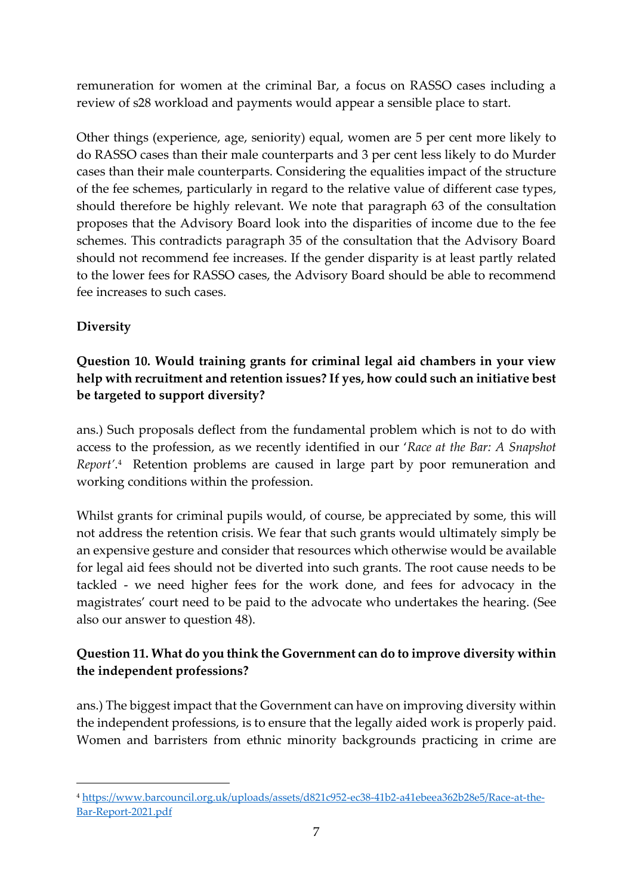remuneration for women at the criminal Bar, a focus on RASSO cases including a review of s28 workload and payments would appear a sensible place to start.

Other things (experience, age, seniority) equal, women are 5 per cent more likely to do RASSO cases than their male counterparts and 3 per cent less likely to do Murder cases than their male counterparts. Considering the equalities impact of the structure of the fee schemes, particularly in regard to the relative value of different case types, should therefore be highly relevant. We note that paragraph 63 of the consultation proposes that the Advisory Board look into the disparities of income due to the fee schemes. This contradicts paragraph 35 of the consultation that the Advisory Board should not recommend fee increases. If the gender disparity is at least partly related to the lower fees for RASSO cases, the Advisory Board should be able to recommend fee increases to such cases.

**Diversity**

**Question 10. Would training grants for criminal legal aid chambers in your view help with recruitment and retention issues? If yes, how could such an initiative best be targeted to support diversity?**

ans.) Such proposals deflect from the fundamental problem which is not to do with access to the profession, as we recently identified in our '*Race at the Bar: A Snapshot Report*'.[4] Retention problems are caused in large part by poor remuneration and working conditions within the profession.

Whilst grants for criminal pupils would, of course, be appreciated by some, this will not address the retention crisis. We fear that such grants would ultimately simply be an expensive gesture and consider that resources which otherwise would be available for legal aid fees should not be diverted into such grants. The root cause needs to be tackled - we need higher fees for the work done, and fees for advocacy in the magistrates' court need to be paid to the advocate who undertakes the hearing. (See also our answer to question 48).

**Question 11. What do you think the Government can do to improve diversity within the independent professions?**

ans.) The biggest impact that the Government can have on improving diversity within the independent professions, is to ensure that the legally aided work is properly paid. Women and barristers from ethnic minority backgrounds practicing in crime are

[4] https://www.barcouncil.org.uk/uploads/assets/d821c952-ec38-41b2-a41ebeea362b28e5/Race-at-the-Bar-Report-2021.pdf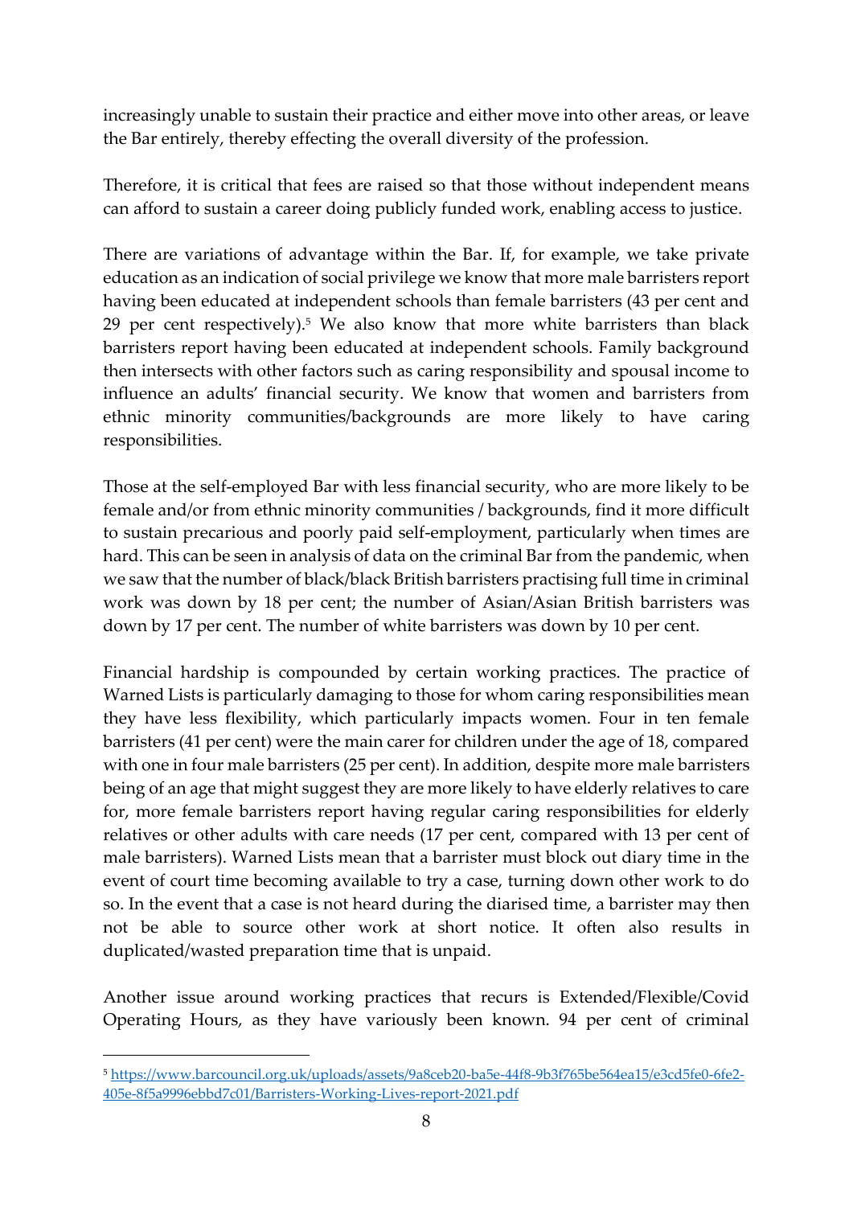increasingly unable to sustain their practice and either move into other areas, or leave the Bar entirely, thereby effecting the overall diversity of the profession.

Therefore, it is critical that fees are raised so that those without independent means can afford to sustain a career doing publicly funded work, enabling access to justice.

There are variations of advantage within the Bar. If, for example, we take private education as an indication of social privilege we know that more male barristers report having been educated at independent schools than female barristers (43 per cent and 29 per cent respectively).[5] We also know that more white barristers than black barristers report having been educated at independent schools. Family background then intersects with other factors such as caring responsibility and spousal income to influence an adults' financial security. We know that women and barristers from ethnic minority communities/backgrounds are more likely to have caring responsibilities.

Those at the self-employed Bar with less financial security, who are more likely to be female and/or from ethnic minority communities / backgrounds, find it more difficult to sustain precarious and poorly paid self-employment, particularly when times are hard. This can be seen in analysis of data on the criminal Bar from the pandemic, when we saw that the number of black/black British barristers practising full time in criminal work was down by 18 per cent; the number of Asian/Asian British barristers was down by 17 per cent. The number of white barristers was down by 10 per cent.

Financial hardship is compounded by certain working practices. The practice of Warned Lists is particularly damaging to those for whom caring responsibilities mean they have less flexibility, which particularly impacts women. Four in ten female barristers (41 per cent) were the main carer for children under the age of 18, compared with one in four male barristers (25 per cent). In addition, despite more male barristers being of an age that might suggest they are more likely to have elderly relatives to care for, more female barristers report having regular caring responsibilities for elderly relatives or other adults with care needs (17 per cent, compared with 13 per cent of male barristers). Warned Lists mean that a barrister must block out diary time in the event of court time becoming available to try a case, turning down other work to do so. In the event that a case is not heard during the diarised time, a barrister may then not be able to source other work at short notice. It often also results in duplicated/wasted preparation time that is unpaid.

Another issue around working practices that recurs is Extended/Flexible/Covid Operating Hours, as they have variously been known. 94 per cent of criminal

[5] https://www.barcouncil.org.uk/uploads/assets/9a8ceb20-ba5e-44f8-9b3f765be564ea15/e3cd5fe0-6fe2-405e-8f5a9996ebbd7c01/Barristers-Working-Lives-report-2021.pdf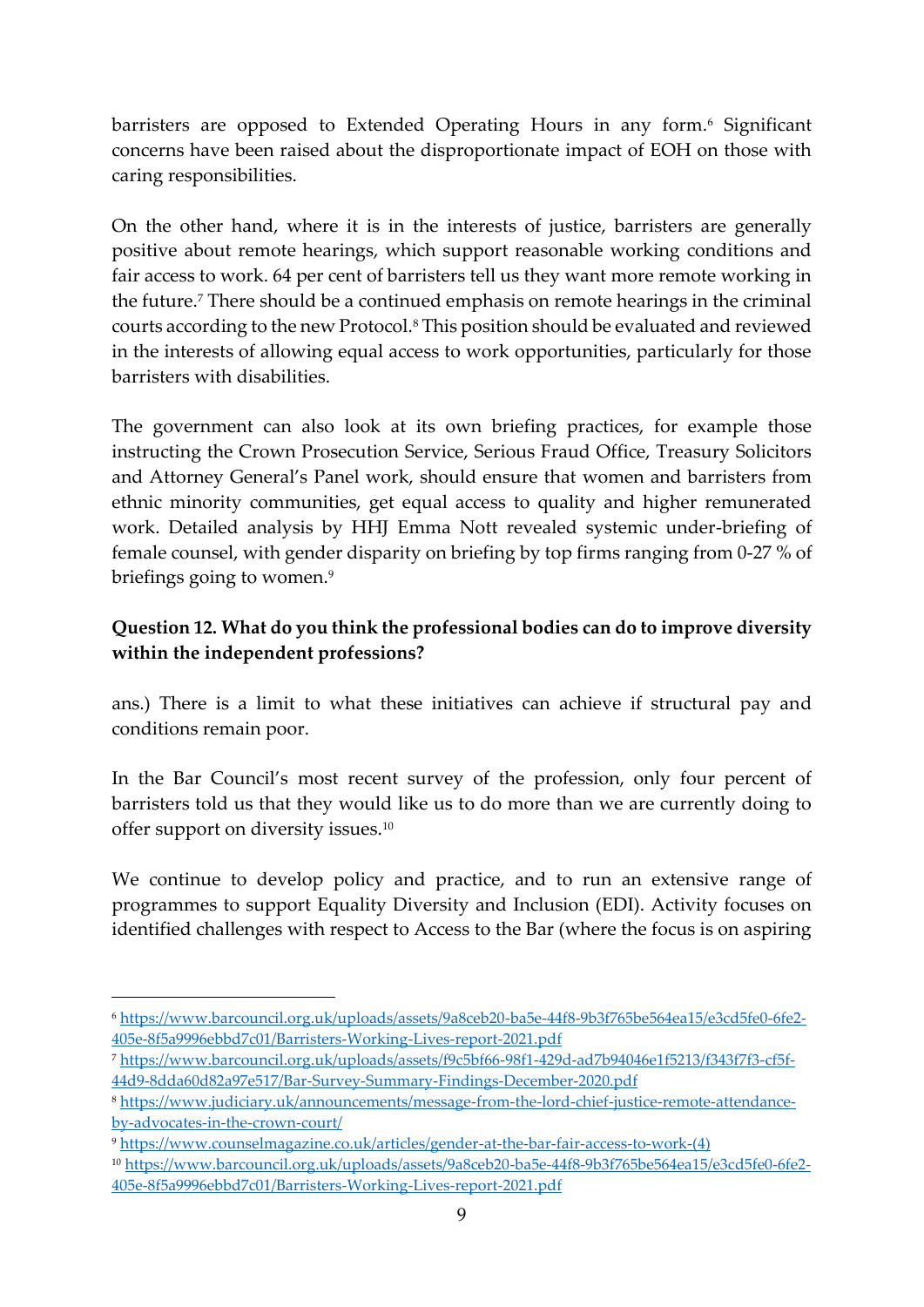barristers are opposed to Extended Operating Hours in any form.[6] Significant concerns have been raised about the disproportionate impact of EOH on those with caring responsibilities.

On the other hand, where it is in the interests of justice, barristers are generally positive about remote hearings, which support reasonable working conditions and fair access to work. 64 per cent of barristers tell us they want more remote working in the future.[7] There should be a continued emphasis on remote hearings in the criminal courts according to the new Protocol.[8] This position should be evaluated and reviewed in the interests of allowing equal access to work opportunities, particularly for those barristers with disabilities.

The government can also look at its own briefing practices, for example those instructing the Crown Prosecution Service, Serious Fraud Office, Treasury Solicitors and Attorney General's Panel work, should ensure that women and barristers from ethnic minority communities, get equal access to quality and higher remunerated work. Detailed analysis by HHJ Emma Nott revealed systemic under-briefing of female counsel, with gender disparity on briefing by top firms ranging from 0-27 % of briefings going to women.[9]

**Question 12. What do you think the professional bodies can do to improve diversity within the independent professions?**

ans.) There is a limit to what these initiatives can achieve if structural pay and conditions remain poor.

In the Bar Council's most recent survey of the profession, only four percent of barristers told us that they would like us to do more than we are currently doing to offer support on diversity issues.[10]

We continue to develop policy and practice, and to run an extensive range of programmes to support Equality Diversity and Inclusion (EDI). Activity focuses on identified challenges with respect to Access to the Bar (where the focus is on aspiring

---

[6] https://www.barcouncil.org.uk/uploads/assets/9a8ceb20-ba5e-44f8-9b3f765be564ea15/e3cd5fe0-6fe2-405e-8f5a9996ebbd7c01/Barristers-Working-Lives-report-2021.pdf

[7] https://www.barcouncil.org.uk/uploads/assets/f9c5bf66-98f1-429d-ad7b94046e1f5213/f343f7f3-cf5f-44d9-8dda60d82a97e517/Bar-Survey-Summary-Findings-December-2020.pdf

[8] https://www.judiciary.uk/announcements/message-from-the-lord-chief-justice-remote-attendance-by-advocates-in-the-crown-court/

[9] https://www.counselmagazine.co.uk/articles/gender-at-the-bar-fair-access-to-work-(4)

[10] https://www.barcouncil.org.uk/uploads/assets/9a8ceb20-ba5e-44f8-9b3f765be564ea15/e3cd5fe0-6fe2-405e-8f5a9996ebbd7c01/Barristers-Working-Lives-report-2021.pdf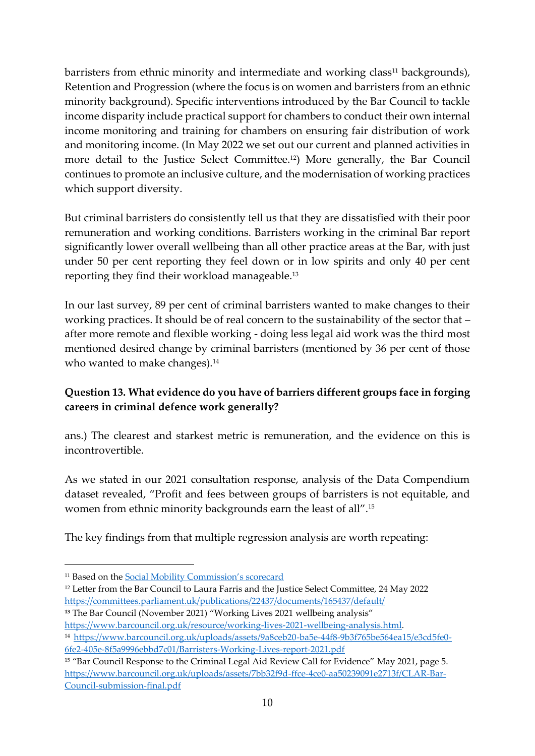barristers from ethnic minority and intermediate and working class[11] backgrounds), Retention and Progression (where the focus is on women and barristers from an ethnic minority background). Specific interventions introduced by the Bar Council to tackle income disparity include practical support for chambers to conduct their own internal income monitoring and training for chambers on ensuring fair distribution of work and monitoring income. (In May 2022 we set out our current and planned activities in more detail to the Justice Select Committee.[12]) More generally, the Bar Council continues to promote an inclusive culture, and the modernisation of working practices which support diversity.

But criminal barristers do consistently tell us that they are dissatisfied with their poor remuneration and working conditions. Barristers working in the criminal Bar report significantly lower overall wellbeing than all other practice areas at the Bar, with just under 50 per cent reporting they feel down or in low spirits and only 40 per cent reporting they find their workload manageable.[13]

In our last survey, 89 per cent of criminal barristers wanted to make changes to their working practices. It should be of real concern to the sustainability of the sector that – after more remote and flexible working - doing less legal aid work was the third most mentioned desired change by criminal barristers (mentioned by 36 per cent of those who wanted to make changes).[14]

**Question 13. What evidence do you have of barriers different groups face in forging careers in criminal defence work generally?**

ans.) The clearest and starkest metric is remuneration, and the evidence on this is incontrovertible.

As we stated in our 2021 consultation response, analysis of the Data Compendium dataset revealed, "Profit and fees between groups of barristers is not equitable, and women from ethnic minority backgrounds earn the least of all".[15]

The key findings from that multiple regression analysis are worth repeating:

---

[11] Based on the Social Mobility Commission's scorecard

[12] Letter from the Bar Council to Laura Farris and the Justice Select Committee, 24 May 2022 https://committees.parliament.uk/publications/22437/documents/165437/default/

[13] The Bar Council (November 2021) "Working Lives 2021 wellbeing analysis" https://www.barcouncil.org.uk/resource/working-lives-2021-wellbeing-analysis.html.

[14] https://www.barcouncil.org.uk/uploads/assets/9a8ceb20-ba5e-44f8-9b3f765be564ea15/e3cd5fe0-6fe2-405e-8f5a9996ebbd7c01/Barristers-Working-Lives-report-2021.pdf

[15] "Bar Council Response to the Criminal Legal Aid Review Call for Evidence" May 2021, page 5. https://www.barcouncil.org.uk/uploads/assets/7bb32f9d-ffce-4ce0-aa50239091e2713f/CLAR-Bar-Council-submission-final.pdf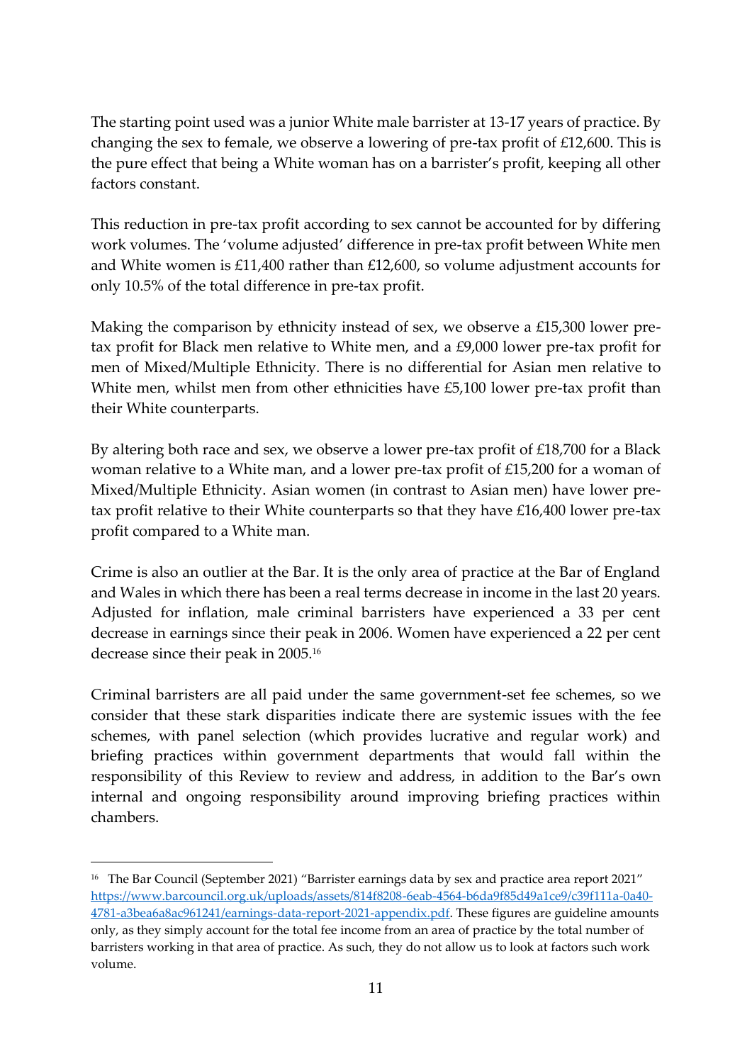The starting point used was a junior White male barrister at 13-17 years of practice. By changing the sex to female, we observe a lowering of pre-tax profit of £12,600. This is the pure effect that being a White woman has on a barrister's profit, keeping all other factors constant.

This reduction in pre-tax profit according to sex cannot be accounted for by differing work volumes. The 'volume adjusted' difference in pre-tax profit between White men and White women is £11,400 rather than £12,600, so volume adjustment accounts for only 10.5% of the total difference in pre-tax profit.

Making the comparison by ethnicity instead of sex, we observe a £15,300 lower pre-tax profit for Black men relative to White men, and a £9,000 lower pre-tax profit for men of Mixed/Multiple Ethnicity. There is no differential for Asian men relative to White men, whilst men from other ethnicities have £5,100 lower pre-tax profit than their White counterparts.

By altering both race and sex, we observe a lower pre-tax profit of £18,700 for a Black woman relative to a White man, and a lower pre-tax profit of £15,200 for a woman of Mixed/Multiple Ethnicity. Asian women (in contrast to Asian men) have lower pre-tax profit relative to their White counterparts so that they have £16,400 lower pre-tax profit compared to a White man.

Crime is also an outlier at the Bar. It is the only area of practice at the Bar of England and Wales in which there has been a real terms decrease in income in the last 20 years. Adjusted for inflation, male criminal barristers have experienced a 33 per cent decrease in earnings since their peak in 2006. Women have experienced a 22 per cent decrease since their peak in 2005.[16]

Criminal barristers are all paid under the same government-set fee schemes, so we consider that these stark disparities indicate there are systemic issues with the fee schemes, with panel selection (which provides lucrative and regular work) and briefing practices within government departments that would fall within the responsibility of this Review to review and address, in addition to the Bar's own internal and ongoing responsibility around improving briefing practices within chambers.

---

[16] The Bar Council (September 2021) "Barrister earnings data by sex and practice area report 2021" https://www.barcouncil.org.uk/uploads/assets/814f8208-6eab-4564-b6da9f85d49a1ce9/c39f111a-0a40-4781-a3bea6a8ac961241/earnings-data-report-2021-appendix.pdf. These figures are guideline amounts only, as they simply account for the total fee income from an area of practice by the total number of barristers working in that area of practice. As such, they do not allow us to look at factors such work volume.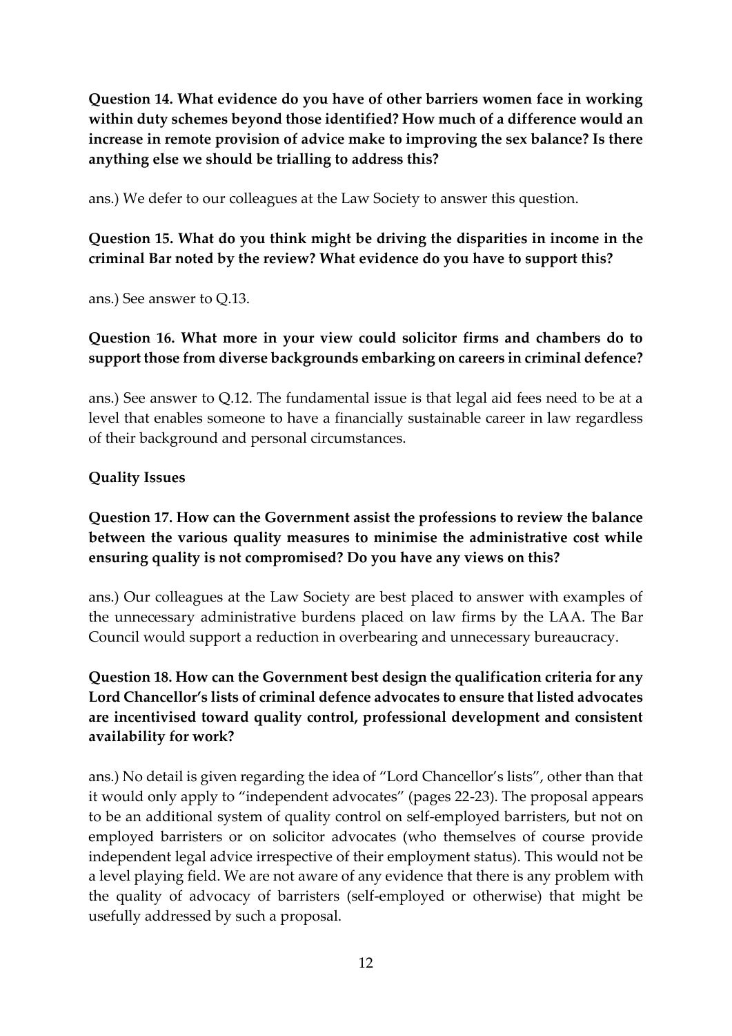**Question 14. What evidence do you have of other barriers women face in working within duty schemes beyond those identified? How much of a difference would an increase in remote provision of advice make to improving the sex balance? Is there anything else we should be trialling to address this?**

ans.) We defer to our colleagues at the Law Society to answer this question.

**Question 15. What do you think might be driving the disparities in income in the criminal Bar noted by the review? What evidence do you have to support this?**

ans.) See answer to Q.13.

**Question 16. What more in your view could solicitor firms and chambers do to support those from diverse backgrounds embarking on careers in criminal defence?**

ans.) See answer to Q.12. The fundamental issue is that legal aid fees need to be at a level that enables someone to have a financially sustainable career in law regardless of their background and personal circumstances.

**Quality Issues**

**Question 17. How can the Government assist the professions to review the balance between the various quality measures to minimise the administrative cost while ensuring quality is not compromised? Do you have any views on this?**

ans.) Our colleagues at the Law Society are best placed to answer with examples of the unnecessary administrative burdens placed on law firms by the LAA. The Bar Council would support a reduction in overbearing and unnecessary bureaucracy.

**Question 18. How can the Government best design the qualification criteria for any Lord Chancellor's lists of criminal defence advocates to ensure that listed advocates are incentivised toward quality control, professional development and consistent availability for work?**

ans.) No detail is given regarding the idea of "Lord Chancellor's lists", other than that it would only apply to "independent advocates" (pages 22-23). The proposal appears to be an additional system of quality control on self-employed barristers, but not on employed barristers or on solicitor advocates (who themselves of course provide independent legal advice irrespective of their employment status). This would not be a level playing field. We are not aware of any evidence that there is any problem with the quality of advocacy of barristers (self-employed or otherwise) that might be usefully addressed by such a proposal.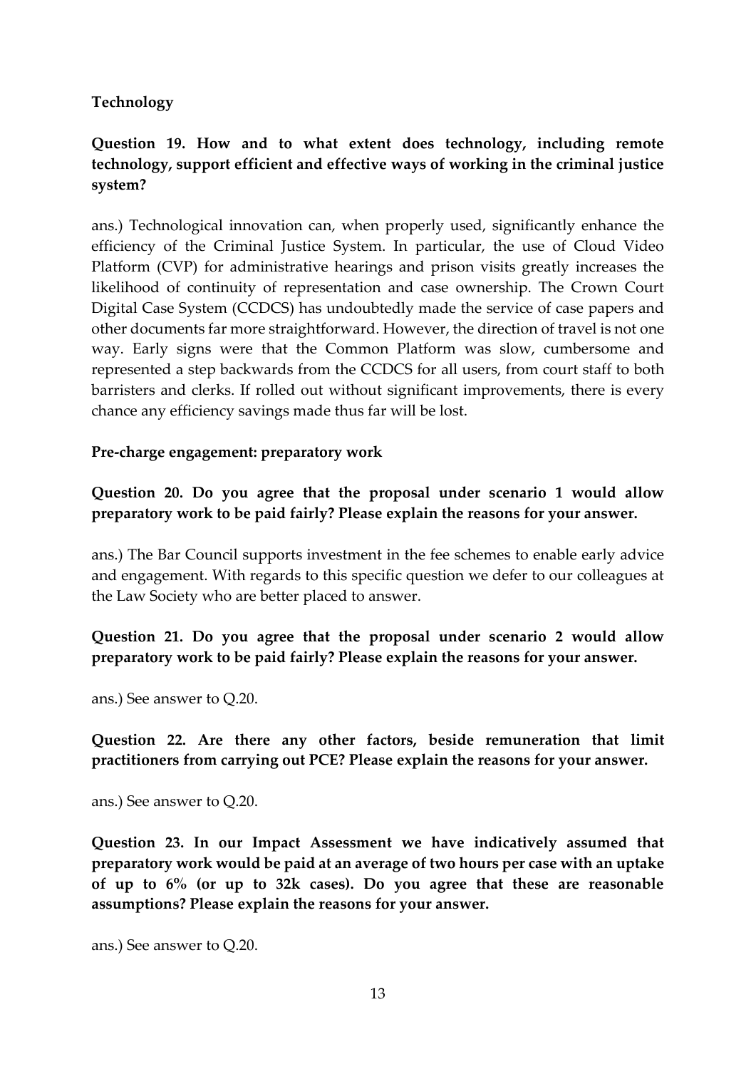**Technology**

**Question 19. How and to what extent does technology, including remote technology, support efficient and effective ways of working in the criminal justice system?**

ans.) Technological innovation can, when properly used, significantly enhance the efficiency of the Criminal Justice System. In particular, the use of Cloud Video Platform (CVP) for administrative hearings and prison visits greatly increases the likelihood of continuity of representation and case ownership. The Crown Court Digital Case System (CCDCS) has undoubtedly made the service of case papers and other documents far more straightforward. However, the direction of travel is not one way. Early signs were that the Common Platform was slow, cumbersome and represented a step backwards from the CCDCS for all users, from court staff to both barristers and clerks. If rolled out without significant improvements, there is every chance any efficiency savings made thus far will be lost.

**Pre-charge engagement: preparatory work**

**Question 20. Do you agree that the proposal under scenario 1 would allow preparatory work to be paid fairly? Please explain the reasons for your answer.**

ans.) The Bar Council supports investment in the fee schemes to enable early advice and engagement. With regards to this specific question we defer to our colleagues at the Law Society who are better placed to answer.

**Question 21. Do you agree that the proposal under scenario 2 would allow preparatory work to be paid fairly? Please explain the reasons for your answer.**

ans.) See answer to Q.20.

**Question 22. Are there any other factors, beside remuneration that limit practitioners from carrying out PCE? Please explain the reasons for your answer.**

ans.) See answer to Q.20.

**Question 23. In our Impact Assessment we have indicatively assumed that preparatory work would be paid at an average of two hours per case with an uptake of up to 6% (or up to 32k cases). Do you agree that these are reasonable assumptions? Please explain the reasons for your answer.**

ans.) See answer to Q.20.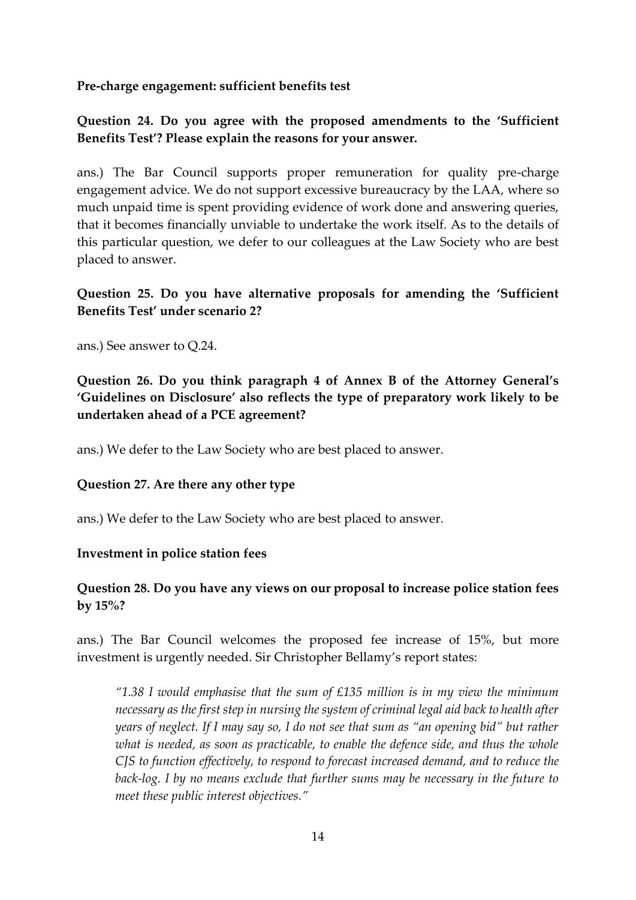**Pre-charge engagement: sufficient benefits test**

**Question 24. Do you agree with the proposed amendments to the 'Sufficient Benefits Test'? Please explain the reasons for your answer.**

ans.) The Bar Council supports proper remuneration for quality pre-charge engagement advice. We do not support excessive bureaucracy by the LAA, where so much unpaid time is spent providing evidence of work done and answering queries, that it becomes financially unviable to undertake the work itself. As to the details of this particular question, we defer to our colleagues at the Law Society who are best placed to answer.

**Question 25. Do you have alternative proposals for amending the 'Sufficient Benefits Test' under scenario 2?**

ans.) See answer to Q.24.

**Question 26. Do you think paragraph 4 of Annex B of the Attorney General's 'Guidelines on Disclosure' also reflects the type of preparatory work likely to be undertaken ahead of a PCE agreement?**

ans.) We defer to the Law Society who are best placed to answer.

**Question 27. Are there any other type**

ans.) We defer to the Law Society who are best placed to answer.

**Investment in police station fees**

**Question 28. Do you have any views on our proposal to increase police station fees by 15%?**

ans.) The Bar Council welcomes the proposed fee increase of 15%, but more investment is urgently needed. Sir Christopher Bellamy's report states:

> *"1.38 I would emphasise that the sum of £135 million is in my view the minimum necessary as the first step in nursing the system of criminal legal aid back to health after years of neglect. If I may say so, I do not see that sum as "an opening bid" but rather what is needed, as soon as practicable, to enable the defence side, and thus the whole CJS to function effectively, to respond to forecast increased demand, and to reduce the back-log. I by no means exclude that further sums may be necessary in the future to meet these public interest objectives."*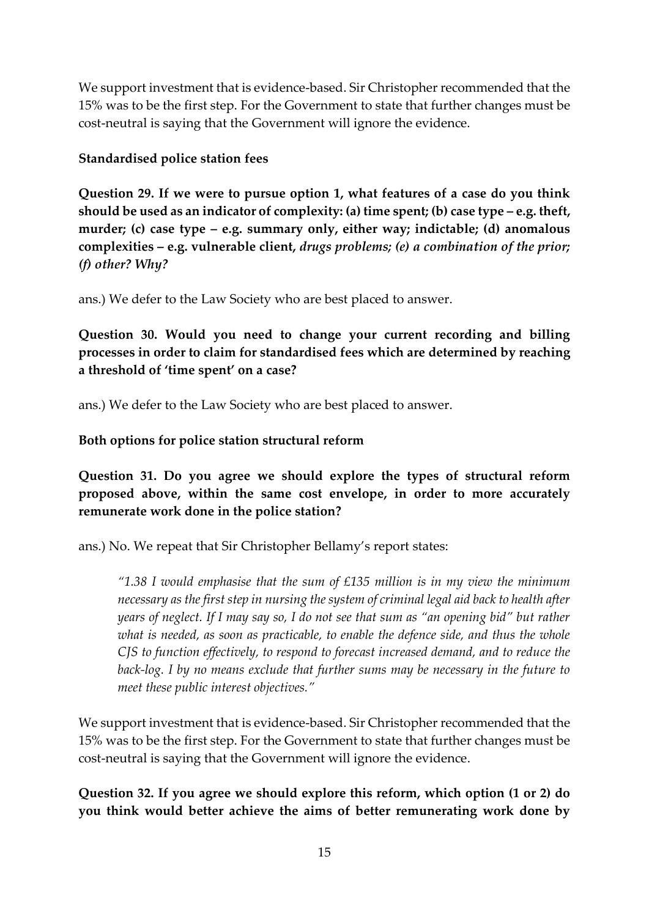We support investment that is evidence-based. Sir Christopher recommended that the 15% was to be the first step. For the Government to state that further changes must be cost-neutral is saying that the Government will ignore the evidence.

**Standardised police station fees**

**Question 29. If we were to pursue option 1, what features of a case do you think should be used as an indicator of complexity: (a) time spent; (b) case type – e.g. theft, murder; (c) case type – e.g. summary only, either way; indictable; (d) anomalous complexities – e.g. vulnerable client,** ***drugs problems; (e) a combination of the prior; (f) other? Why?***

ans.) We defer to the Law Society who are best placed to answer.

**Question 30. Would you need to change your current recording and billing processes in order to claim for standardised fees which are determined by reaching a threshold of 'time spent' on a case?**

ans.) We defer to the Law Society who are best placed to answer.

**Both options for police station structural reform**

**Question 31. Do you agree we should explore the types of structural reform proposed above, within the same cost envelope, in order to more accurately remunerate work done in the police station?**

ans.) No. We repeat that Sir Christopher Bellamy's report states:

> *"1.38 I would emphasise that the sum of £135 million is in my view the minimum necessary as the first step in nursing the system of criminal legal aid back to health after years of neglect. If I may say so, I do not see that sum as "an opening bid" but rather what is needed, as soon as practicable, to enable the defence side, and thus the whole CJS to function effectively, to respond to forecast increased demand, and to reduce the back-log. I by no means exclude that further sums may be necessary in the future to meet these public interest objectives."*

We support investment that is evidence-based. Sir Christopher recommended that the 15% was to be the first step. For the Government to state that further changes must be cost-neutral is saying that the Government will ignore the evidence.

**Question 32. If you agree we should explore this reform, which option (1 or 2) do you think would better achieve the aims of better remunerating work done by**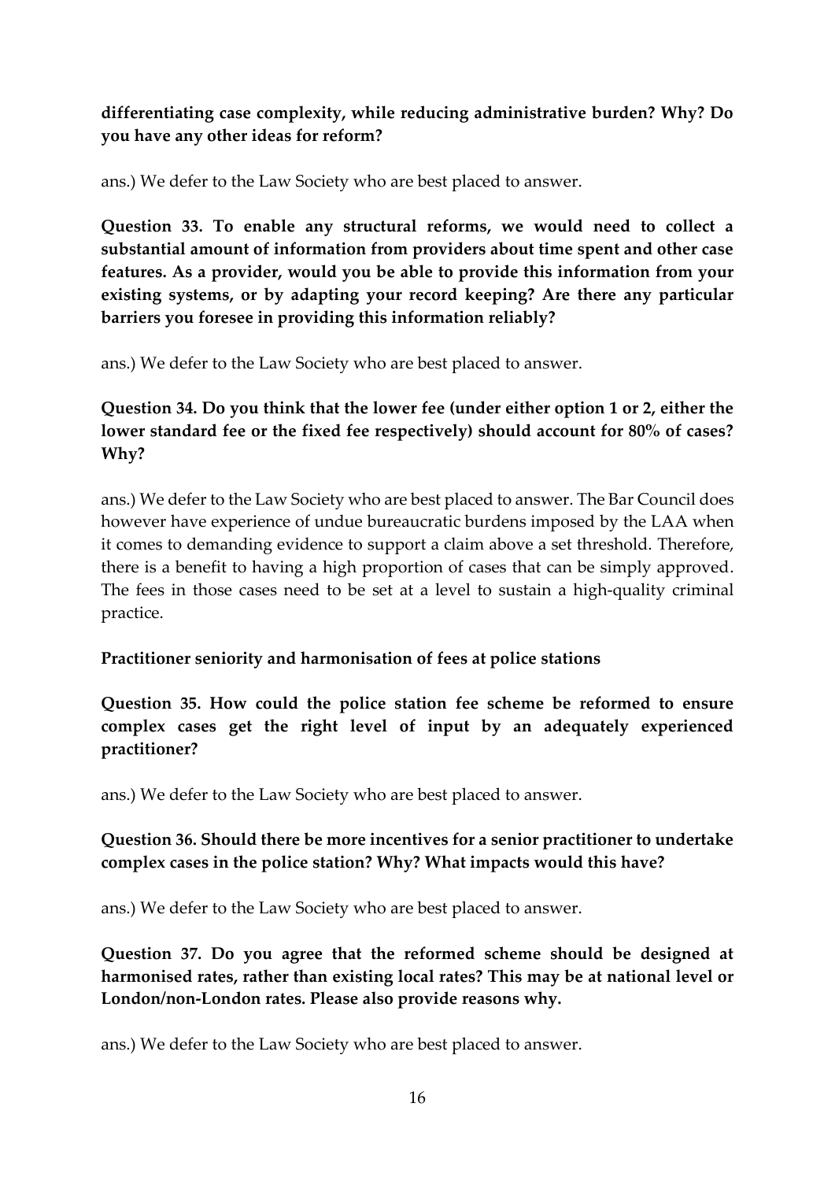**differentiating case complexity, while reducing administrative burden? Why? Do you have any other ideas for reform?**

ans.) We defer to the Law Society who are best placed to answer.

**Question 33. To enable any structural reforms, we would need to collect a substantial amount of information from providers about time spent and other case features. As a provider, would you be able to provide this information from your existing systems, or by adapting your record keeping? Are there any particular barriers you foresee in providing this information reliably?**

ans.) We defer to the Law Society who are best placed to answer.

**Question 34. Do you think that the lower fee (under either option 1 or 2, either the lower standard fee or the fixed fee respectively) should account for 80% of cases? Why?**

ans.) We defer to the Law Society who are best placed to answer. The Bar Council does however have experience of undue bureaucratic burdens imposed by the LAA when it comes to demanding evidence to support a claim above a set threshold. Therefore, there is a benefit to having a high proportion of cases that can be simply approved. The fees in those cases need to be set at a level to sustain a high-quality criminal practice.

**Practitioner seniority and harmonisation of fees at police stations**

**Question 35. How could the police station fee scheme be reformed to ensure complex cases get the right level of input by an adequately experienced practitioner?**

ans.) We defer to the Law Society who are best placed to answer.

**Question 36. Should there be more incentives for a senior practitioner to undertake complex cases in the police station? Why? What impacts would this have?**

ans.) We defer to the Law Society who are best placed to answer.

**Question 37. Do you agree that the reformed scheme should be designed at harmonised rates, rather than existing local rates? This may be at national level or London/non-London rates. Please also provide reasons why.**

ans.) We defer to the Law Society who are best placed to answer.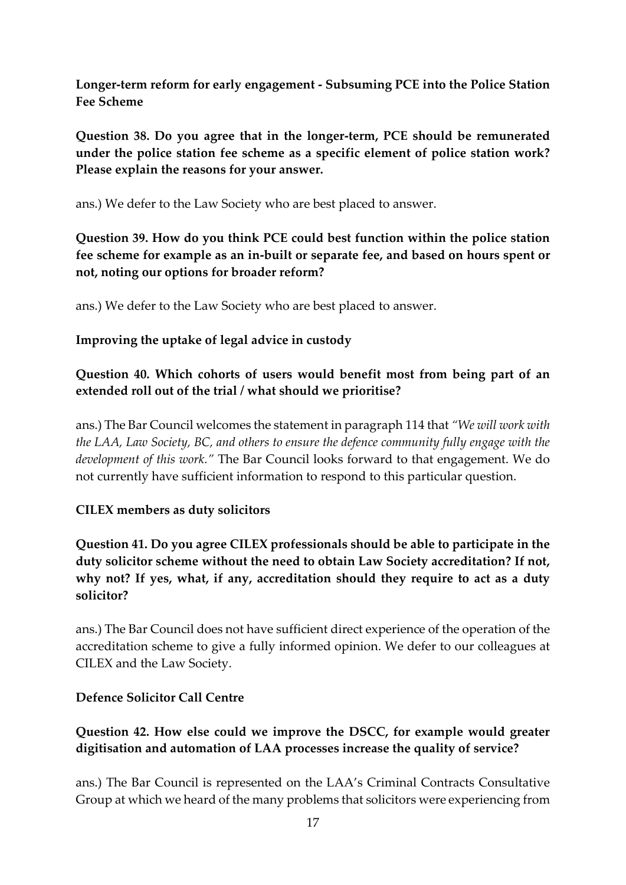**Longer-term reform for early engagement - Subsuming PCE into the Police Station Fee Scheme**

**Question 38. Do you agree that in the longer-term, PCE should be remunerated under the police station fee scheme as a specific element of police station work? Please explain the reasons for your answer.**

ans.) We defer to the Law Society who are best placed to answer.

**Question 39. How do you think PCE could best function within the police station fee scheme for example as an in-built or separate fee, and based on hours spent or not, noting our options for broader reform?**

ans.) We defer to the Law Society who are best placed to answer.

**Improving the uptake of legal advice in custody**

**Question 40. Which cohorts of users would benefit most from being part of an extended roll out of the trial / what should we prioritise?**

ans.) The Bar Council welcomes the statement in paragraph 114 that *"We will work with the LAA, Law Society, BC, and others to ensure the defence community fully engage with the development of this work."* The Bar Council looks forward to that engagement. We do not currently have sufficient information to respond to this particular question.

**CILEX members as duty solicitors**

**Question 41. Do you agree CILEX professionals should be able to participate in the duty solicitor scheme without the need to obtain Law Society accreditation? If not, why not? If yes, what, if any, accreditation should they require to act as a duty solicitor?**

ans.) The Bar Council does not have sufficient direct experience of the operation of the accreditation scheme to give a fully informed opinion. We defer to our colleagues at CILEX and the Law Society.

**Defence Solicitor Call Centre**

**Question 42. How else could we improve the DSCC, for example would greater digitisation and automation of LAA processes increase the quality of service?**

ans.) The Bar Council is represented on the LAA's Criminal Contracts Consultative Group at which we heard of the many problems that solicitors were experiencing from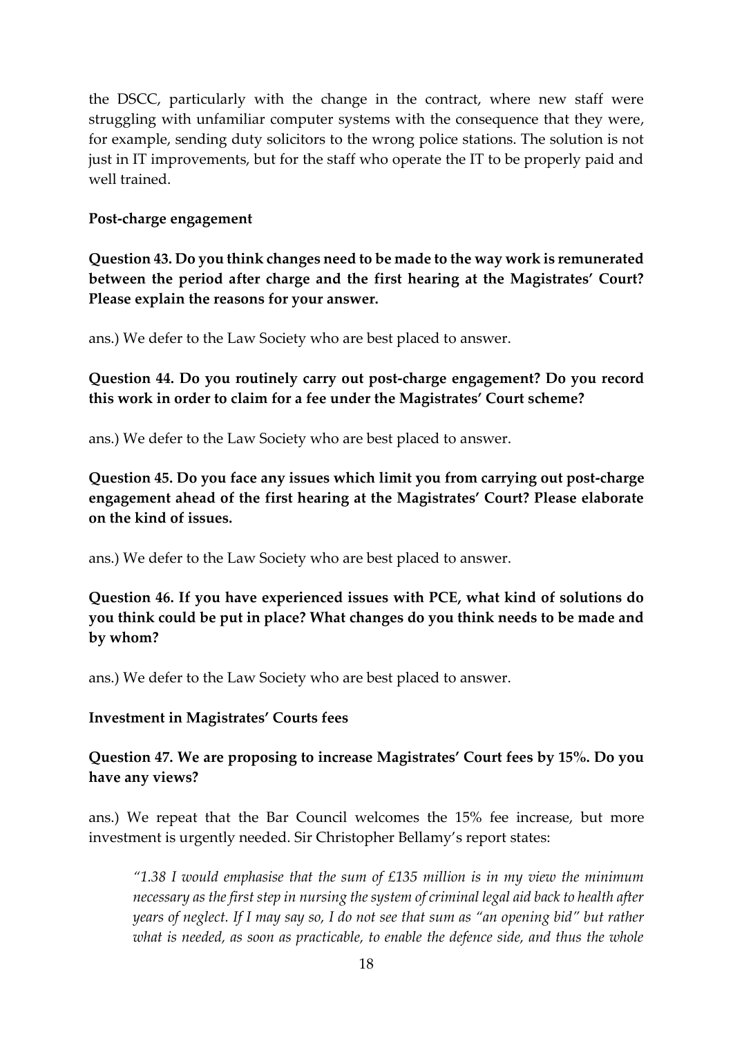the DSCC, particularly with the change in the contract, where new staff were struggling with unfamiliar computer systems with the consequence that they were, for example, sending duty solicitors to the wrong police stations. The solution is not just in IT improvements, but for the staff who operate the IT to be properly paid and well trained.

**Post-charge engagement**

**Question 43. Do you think changes need to be made to the way work is remunerated between the period after charge and the first hearing at the Magistrates' Court? Please explain the reasons for your answer.**

ans.) We defer to the Law Society who are best placed to answer.

**Question 44. Do you routinely carry out post-charge engagement? Do you record this work in order to claim for a fee under the Magistrates' Court scheme?**

ans.) We defer to the Law Society who are best placed to answer.

**Question 45. Do you face any issues which limit you from carrying out post-charge engagement ahead of the first hearing at the Magistrates' Court? Please elaborate on the kind of issues.**

ans.) We defer to the Law Society who are best placed to answer.

**Question 46. If you have experienced issues with PCE, what kind of solutions do you think could be put in place? What changes do you think needs to be made and by whom?**

ans.) We defer to the Law Society who are best placed to answer.

**Investment in Magistrates' Courts fees**

**Question 47. We are proposing to increase Magistrates' Court fees by 15%. Do you have any views?**

ans.) We repeat that the Bar Council welcomes the 15% fee increase, but more investment is urgently needed. Sir Christopher Bellamy's report states:

> *"1.38 I would emphasise that the sum of £135 million is in my view the minimum necessary as the first step in nursing the system of criminal legal aid back to health after years of neglect. If I may say so, I do not see that sum as "an opening bid" but rather what is needed, as soon as practicable, to enable the defence side, and thus the whole*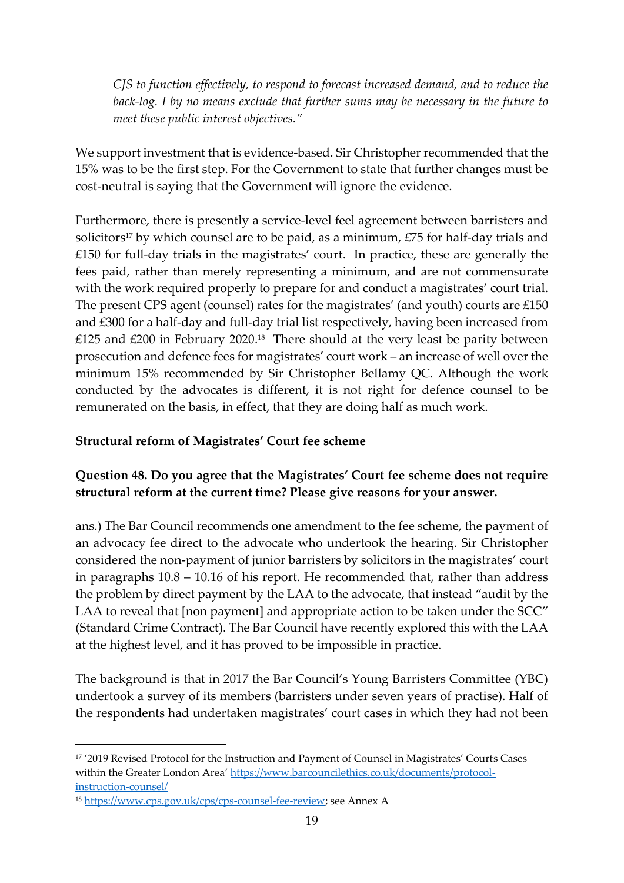*CJS to function effectively, to respond to forecast increased demand, and to reduce the back-log. I by no means exclude that further sums may be necessary in the future to meet these public interest objectives."*

We support investment that is evidence-based. Sir Christopher recommended that the 15% was to be the first step. For the Government to state that further changes must be cost-neutral is saying that the Government will ignore the evidence.

Furthermore, there is presently a service-level feel agreement between barristers and solicitors[17] by which counsel are to be paid, as a minimum, £75 for half-day trials and £150 for full-day trials in the magistrates' court. In practice, these are generally the fees paid, rather than merely representing a minimum, and are not commensurate with the work required properly to prepare for and conduct a magistrates' court trial. The present CPS agent (counsel) rates for the magistrates' (and youth) courts are £150 and £300 for a half-day and full-day trial list respectively, having been increased from £125 and £200 in February 2020.[18] There should at the very least be parity between prosecution and defence fees for magistrates' court work – an increase of well over the minimum 15% recommended by Sir Christopher Bellamy QC. Although the work conducted by the advocates is different, it is not right for defence counsel to be remunerated on the basis, in effect, that they are doing half as much work.

**Structural reform of Magistrates' Court fee scheme**

**Question 48. Do you agree that the Magistrates' Court fee scheme does not require structural reform at the current time? Please give reasons for your answer.**

ans.) The Bar Council recommends one amendment to the fee scheme, the payment of an advocacy fee direct to the advocate who undertook the hearing. Sir Christopher considered the non-payment of junior barristers by solicitors in the magistrates' court in paragraphs 10.8 – 10.16 of his report. He recommended that, rather than address the problem by direct payment by the LAA to the advocate, that instead "audit by the LAA to reveal that [non payment] and appropriate action to be taken under the SCC" (Standard Crime Contract). The Bar Council have recently explored this with the LAA at the highest level, and it has proved to be impossible in practice.

The background is that in 2017 the Bar Council's Young Barristers Committee (YBC) undertook a survey of its members (barristers under seven years of practise). Half of the respondents had undertaken magistrates' court cases in which they had not been

---

[17] '2019 Revised Protocol for the Instruction and Payment of Counsel in Magistrates' Courts Cases within the Greater London Area' https://www.barcouncilethics.co.uk/documents/protocol-instruction-counsel/

[18] https://www.cps.gov.uk/cps/cps-counsel-fee-review; see Annex A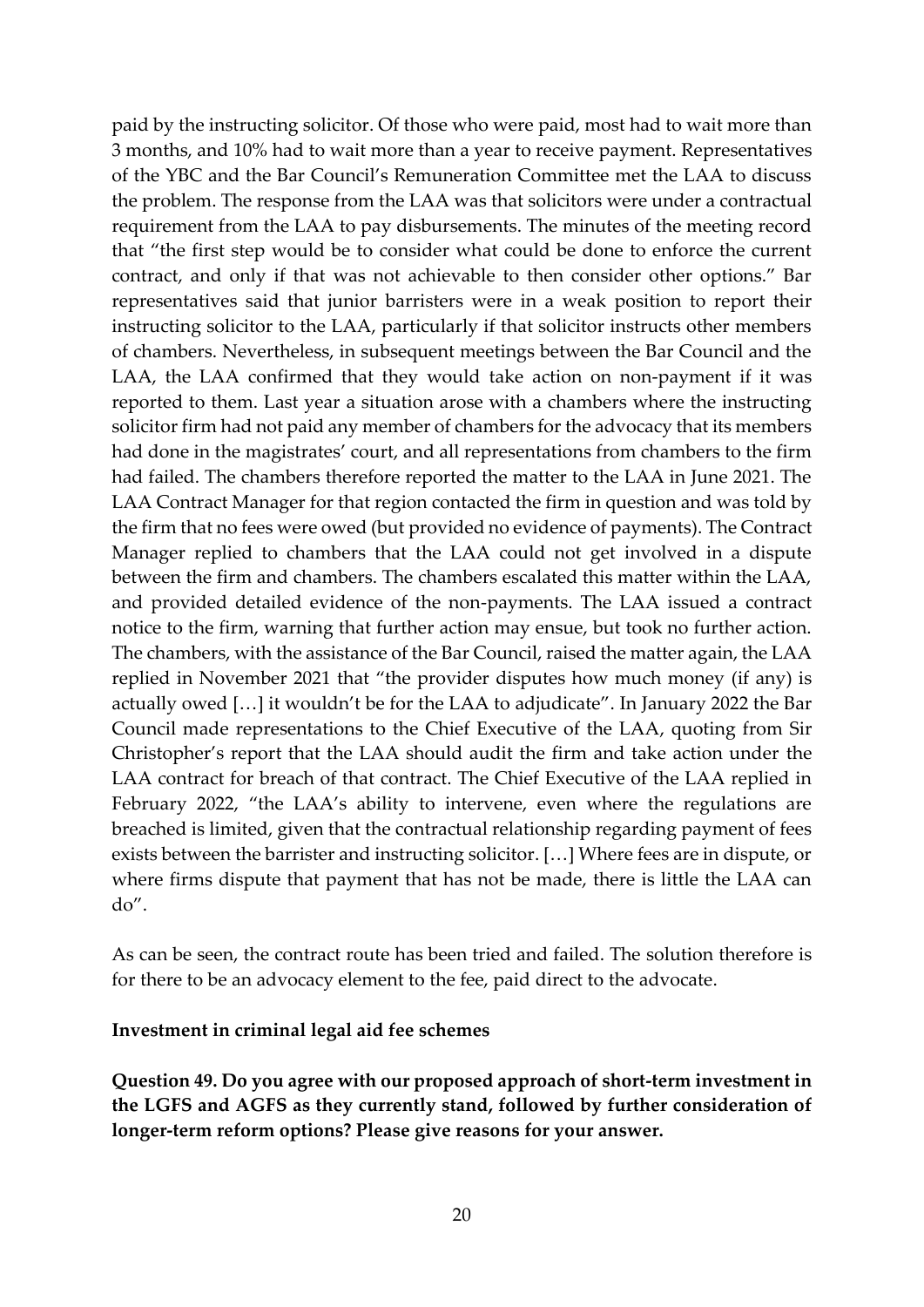paid by the instructing solicitor. Of those who were paid, most had to wait more than 3 months, and 10% had to wait more than a year to receive payment. Representatives of the YBC and the Bar Council's Remuneration Committee met the LAA to discuss the problem. The response from the LAA was that solicitors were under a contractual requirement from the LAA to pay disbursements. The minutes of the meeting record that "the first step would be to consider what could be done to enforce the current contract, and only if that was not achievable to then consider other options." Bar representatives said that junior barristers were in a weak position to report their instructing solicitor to the LAA, particularly if that solicitor instructs other members of chambers. Nevertheless, in subsequent meetings between the Bar Council and the LAA, the LAA confirmed that they would take action on non-payment if it was reported to them. Last year a situation arose with a chambers where the instructing solicitor firm had not paid any member of chambers for the advocacy that its members had done in the magistrates' court, and all representations from chambers to the firm had failed. The chambers therefore reported the matter to the LAA in June 2021. The LAA Contract Manager for that region contacted the firm in question and was told by the firm that no fees were owed (but provided no evidence of payments). The Contract Manager replied to chambers that the LAA could not get involved in a dispute between the firm and chambers. The chambers escalated this matter within the LAA, and provided detailed evidence of the non-payments. The LAA issued a contract notice to the firm, warning that further action may ensue, but took no further action. The chambers, with the assistance of the Bar Council, raised the matter again, the LAA replied in November 2021 that "the provider disputes how much money (if any) is actually owed […] it wouldn't be for the LAA to adjudicate". In January 2022 the Bar Council made representations to the Chief Executive of the LAA, quoting from Sir Christopher's report that the LAA should audit the firm and take action under the LAA contract for breach of that contract. The Chief Executive of the LAA replied in February 2022, "the LAA's ability to intervene, even where the regulations are breached is limited, given that the contractual relationship regarding payment of fees exists between the barrister and instructing solicitor. […] Where fees are in dispute, or where firms dispute that payment that has not be made, there is little the LAA can do".

As can be seen, the contract route has been tried and failed. The solution therefore is for there to be an advocacy element to the fee, paid direct to the advocate.

**Investment in criminal legal aid fee schemes**

**Question 49. Do you agree with our proposed approach of short-term investment in the LGFS and AGFS as they currently stand, followed by further consideration of longer-term reform options? Please give reasons for your answer.**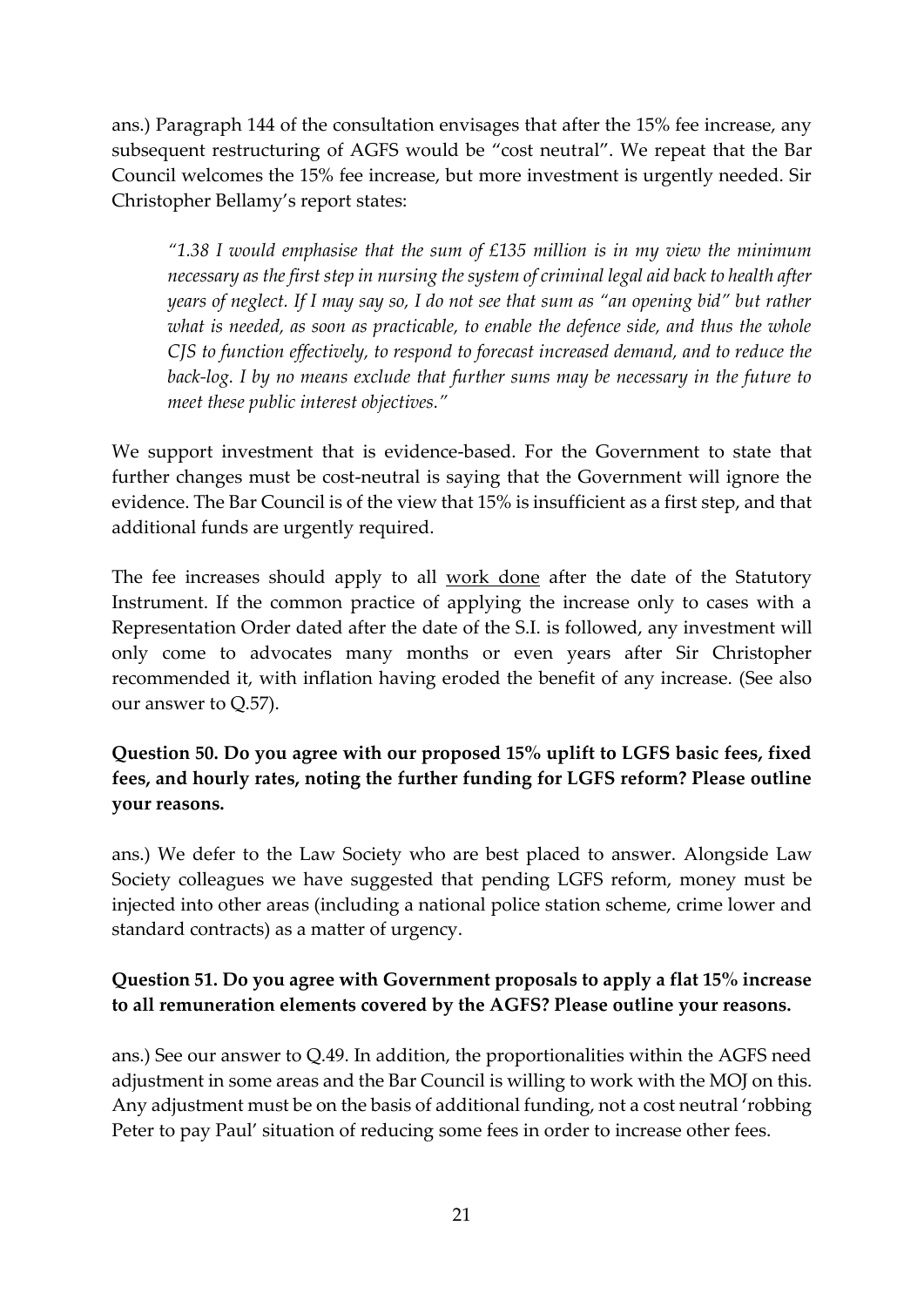ans.) Paragraph 144 of the consultation envisages that after the 15% fee increase, any subsequent restructuring of AGFS would be "cost neutral". We repeat that the Bar Council welcomes the 15% fee increase, but more investment is urgently needed. Sir Christopher Bellamy's report states:

> *"1.38 I would emphasise that the sum of £135 million is in my view the minimum necessary as the first step in nursing the system of criminal legal aid back to health after years of neglect. If I may say so, I do not see that sum as "an opening bid" but rather what is needed, as soon as practicable, to enable the defence side, and thus the whole CJS to function effectively, to respond to forecast increased demand, and to reduce the back-log. I by no means exclude that further sums may be necessary in the future to meet these public interest objectives."*

We support investment that is evidence-based. For the Government to state that further changes must be cost-neutral is saying that the Government will ignore the evidence. The Bar Council is of the view that 15% is insufficient as a first step, and that additional funds are urgently required.

The fee increases should apply to all <u>work done</u> after the date of the Statutory Instrument. If the common practice of applying the increase only to cases with a Representation Order dated after the date of the S.I. is followed, any investment will only come to advocates many months or even years after Sir Christopher recommended it, with inflation having eroded the benefit of any increase. (See also our answer to Q.57).

**Question 50. Do you agree with our proposed 15% uplift to LGFS basic fees, fixed fees, and hourly rates, noting the further funding for LGFS reform? Please outline your reasons.**

ans.) We defer to the Law Society who are best placed to answer. Alongside Law Society colleagues we have suggested that pending LGFS reform, money must be injected into other areas (including a national police station scheme, crime lower and standard contracts) as a matter of urgency.

**Question 51. Do you agree with Government proposals to apply a flat 15% increase to all remuneration elements covered by the AGFS? Please outline your reasons.**

ans.) See our answer to Q.49. In addition, the proportionalities within the AGFS need adjustment in some areas and the Bar Council is willing to work with the MOJ on this. Any adjustment must be on the basis of additional funding, not a cost neutral 'robbing Peter to pay Paul' situation of reducing some fees in order to increase other fees.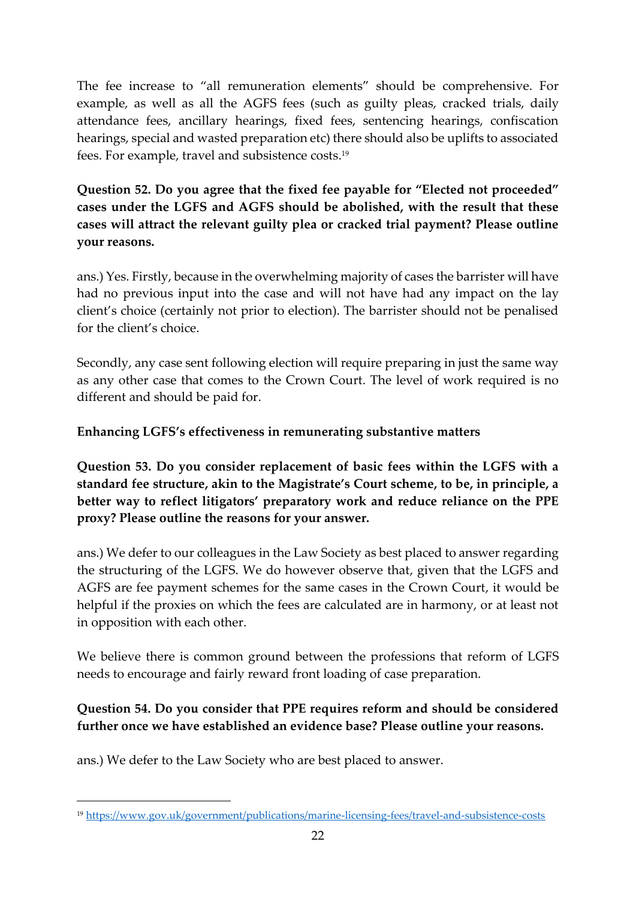The fee increase to "all remuneration elements" should be comprehensive. For example, as well as all the AGFS fees (such as guilty pleas, cracked trials, daily attendance fees, ancillary hearings, fixed fees, sentencing hearings, confiscation hearings, special and wasted preparation etc) there should also be uplifts to associated fees. For example, travel and subsistence costs.[19]

**Question 52. Do you agree that the fixed fee payable for "Elected not proceeded" cases under the LGFS and AGFS should be abolished, with the result that these cases will attract the relevant guilty plea or cracked trial payment? Please outline your reasons.**

ans.) Yes. Firstly, because in the overwhelming majority of cases the barrister will have had no previous input into the case and will not have had any impact on the lay client's choice (certainly not prior to election). The barrister should not be penalised for the client's choice.

Secondly, any case sent following election will require preparing in just the same way as any other case that comes to the Crown Court. The level of work required is no different and should be paid for.

**Enhancing LGFS's effectiveness in remunerating substantive matters**

**Question 53. Do you consider replacement of basic fees within the LGFS with a standard fee structure, akin to the Magistrate's Court scheme, to be, in principle, a better way to reflect litigators' preparatory work and reduce reliance on the PPE proxy? Please outline the reasons for your answer.**

ans.) We defer to our colleagues in the Law Society as best placed to answer regarding the structuring of the LGFS. We do however observe that, given that the LGFS and AGFS are fee payment schemes for the same cases in the Crown Court, it would be helpful if the proxies on which the fees are calculated are in harmony, or at least not in opposition with each other.

We believe there is common ground between the professions that reform of LGFS needs to encourage and fairly reward front loading of case preparation.

**Question 54. Do you consider that PPE requires reform and should be considered further once we have established an evidence base? Please outline your reasons.**

ans.) We defer to the Law Society who are best placed to answer.

[19] https://www.gov.uk/government/publications/marine-licensing-fees/travel-and-subsistence-costs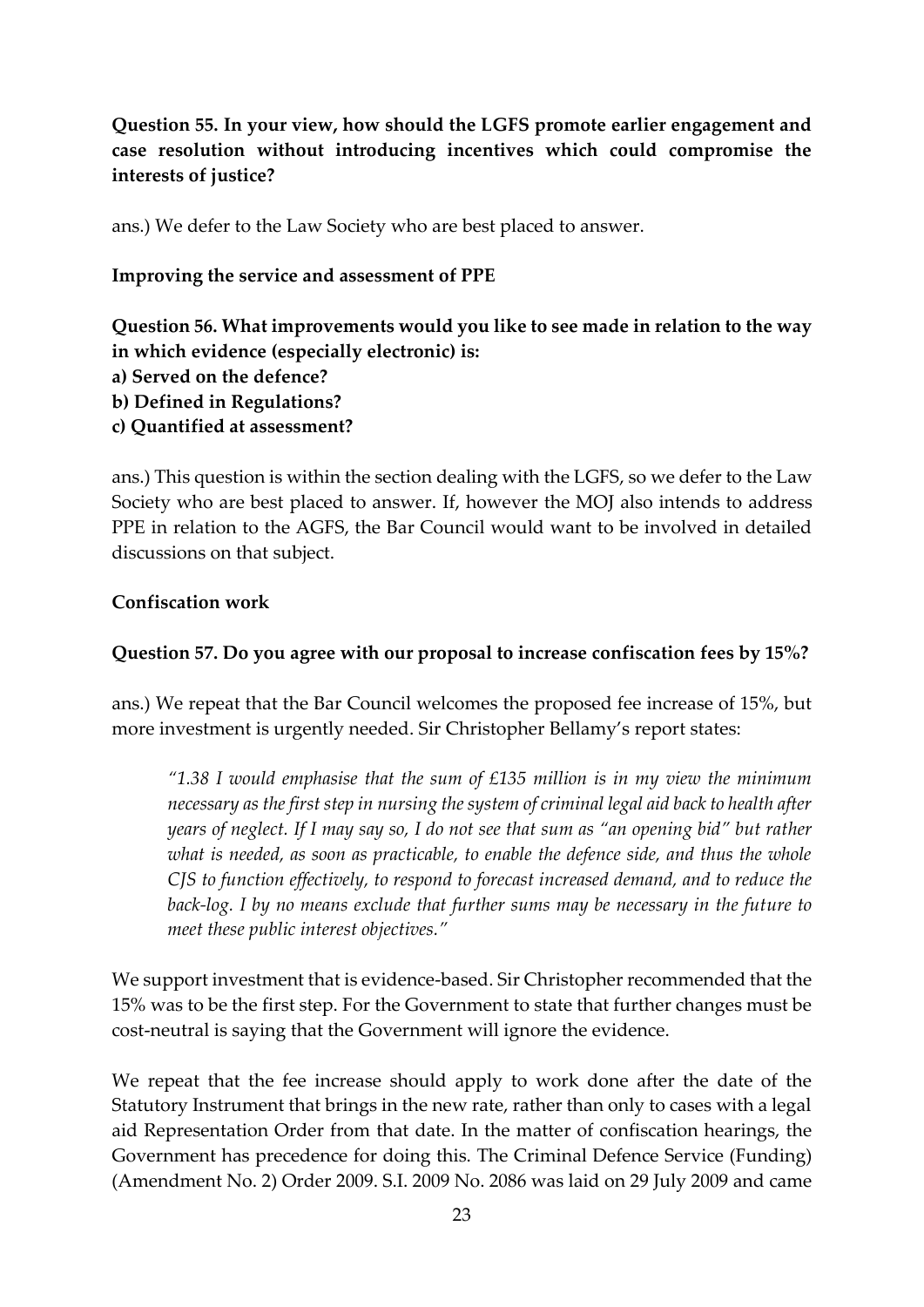**Question 55. In your view, how should the LGFS promote earlier engagement and case resolution without introducing incentives which could compromise the interests of justice?**

ans.) We defer to the Law Society who are best placed to answer.

**Improving the service and assessment of PPE**

**Question 56. What improvements would you like to see made in relation to the way in which evidence (especially electronic) is:**
**a) Served on the defence?**
**b) Defined in Regulations?**
**c) Quantified at assessment?**

ans.) This question is within the section dealing with the LGFS, so we defer to the Law Society who are best placed to answer. If, however the MOJ also intends to address PPE in relation to the AGFS, the Bar Council would want to be involved in detailed discussions on that subject.

**Confiscation work**

**Question 57. Do you agree with our proposal to increase confiscation fees by 15%?**

ans.) We repeat that the Bar Council welcomes the proposed fee increase of 15%, but more investment is urgently needed. Sir Christopher Bellamy's report states:

> *"1.38 I would emphasise that the sum of £135 million is in my view the minimum necessary as the first step in nursing the system of criminal legal aid back to health after years of neglect. If I may say so, I do not see that sum as "an opening bid" but rather what is needed, as soon as practicable, to enable the defence side, and thus the whole CJS to function effectively, to respond to forecast increased demand, and to reduce the back-log. I by no means exclude that further sums may be necessary in the future to meet these public interest objectives."*

We support investment that is evidence-based. Sir Christopher recommended that the 15% was to be the first step. For the Government to state that further changes must be cost-neutral is saying that the Government will ignore the evidence.

We repeat that the fee increase should apply to work done after the date of the Statutory Instrument that brings in the new rate, rather than only to cases with a legal aid Representation Order from that date. In the matter of confiscation hearings, the Government has precedence for doing this. The Criminal Defence Service (Funding) (Amendment No. 2) Order 2009. S.I. 2009 No. 2086 was laid on 29 July 2009 and came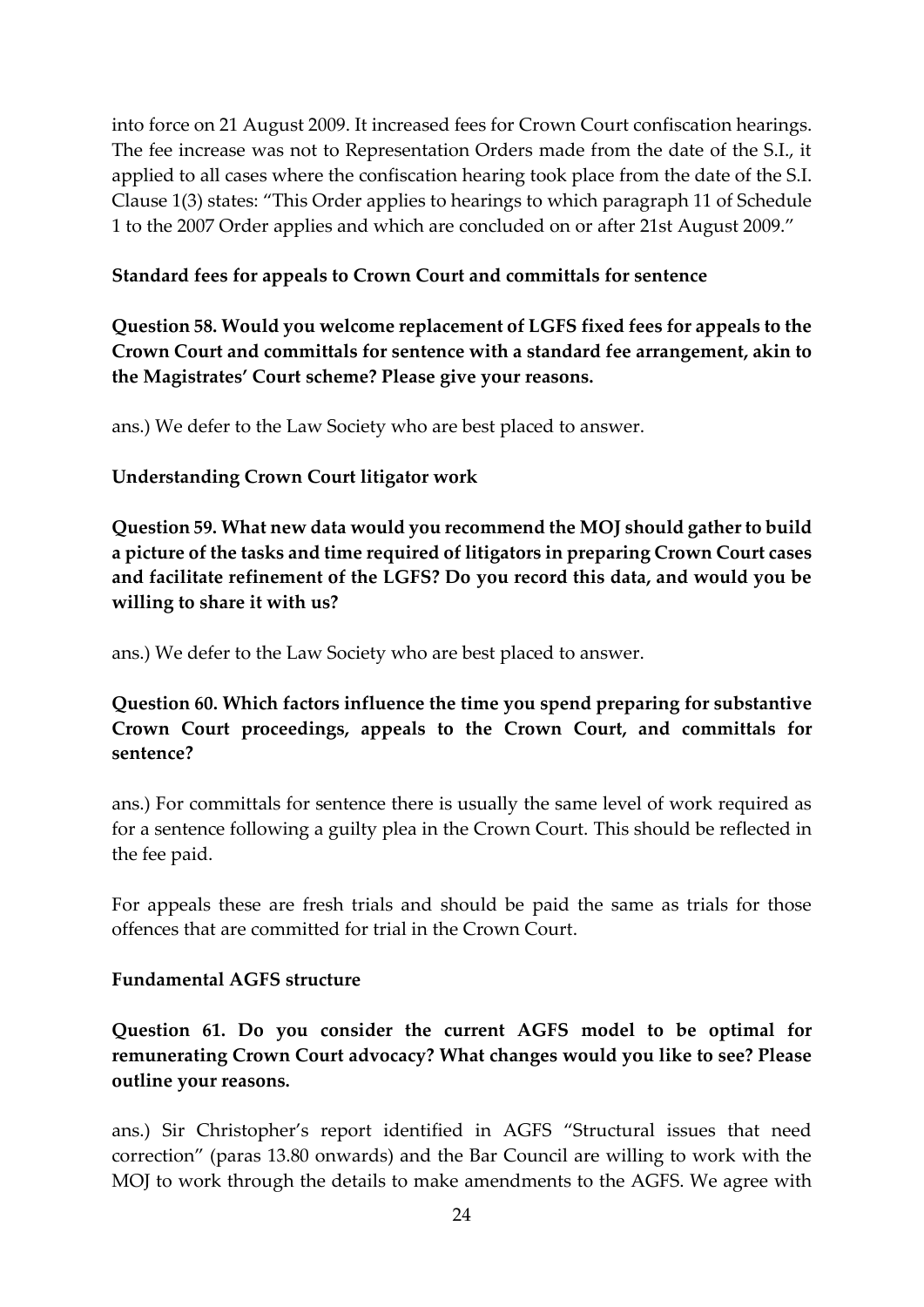into force on 21 August 2009. It increased fees for Crown Court confiscation hearings. The fee increase was not to Representation Orders made from the date of the S.I., it applied to all cases where the confiscation hearing took place from the date of the S.I. Clause 1(3) states: "This Order applies to hearings to which paragraph 11 of Schedule 1 to the 2007 Order applies and which are concluded on or after 21st August 2009."

**Standard fees for appeals to Crown Court and committals for sentence**

**Question 58. Would you welcome replacement of LGFS fixed fees for appeals to the Crown Court and committals for sentence with a standard fee arrangement, akin to the Magistrates' Court scheme? Please give your reasons.**

ans.) We defer to the Law Society who are best placed to answer.

**Understanding Crown Court litigator work**

**Question 59. What new data would you recommend the MOJ should gather to build a picture of the tasks and time required of litigators in preparing Crown Court cases and facilitate refinement of the LGFS? Do you record this data, and would you be willing to share it with us?**

ans.) We defer to the Law Society who are best placed to answer.

**Question 60. Which factors influence the time you spend preparing for substantive Crown Court proceedings, appeals to the Crown Court, and committals for sentence?**

ans.) For committals for sentence there is usually the same level of work required as for a sentence following a guilty plea in the Crown Court. This should be reflected in the fee paid.

For appeals these are fresh trials and should be paid the same as trials for those offences that are committed for trial in the Crown Court.

**Fundamental AGFS structure**

**Question 61. Do you consider the current AGFS model to be optimal for remunerating Crown Court advocacy? What changes would you like to see? Please outline your reasons.**

ans.) Sir Christopher's report identified in AGFS "Structural issues that need correction" (paras 13.80 onwards) and the Bar Council are willing to work with the MOJ to work through the details to make amendments to the AGFS. We agree with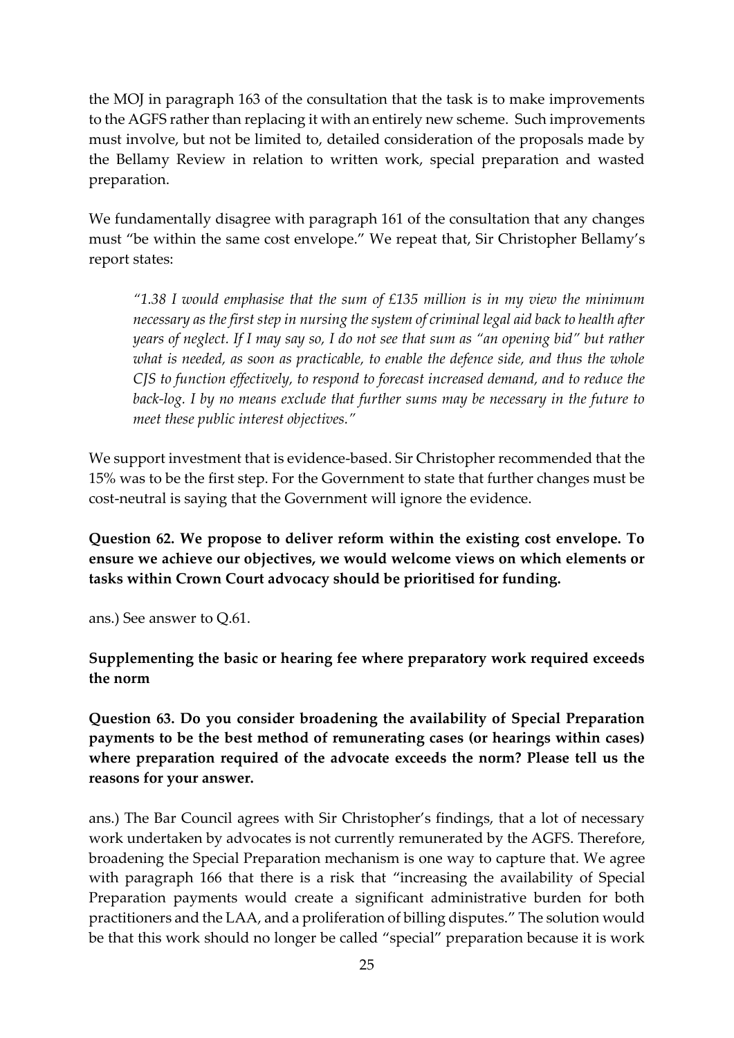the MOJ in paragraph 163 of the consultation that the task is to make improvements to the AGFS rather than replacing it with an entirely new scheme. Such improvements must involve, but not be limited to, detailed consideration of the proposals made by the Bellamy Review in relation to written work, special preparation and wasted preparation.

We fundamentally disagree with paragraph 161 of the consultation that any changes must "be within the same cost envelope." We repeat that, Sir Christopher Bellamy's report states:

> *"1.38 I would emphasise that the sum of £135 million is in my view the minimum necessary as the first step in nursing the system of criminal legal aid back to health after years of neglect. If I may say so, I do not see that sum as "an opening bid" but rather what is needed, as soon as practicable, to enable the defence side, and thus the whole CJS to function effectively, to respond to forecast increased demand, and to reduce the back-log. I by no means exclude that further sums may be necessary in the future to meet these public interest objectives."*

We support investment that is evidence-based. Sir Christopher recommended that the 15% was to be the first step. For the Government to state that further changes must be cost-neutral is saying that the Government will ignore the evidence.

**Question 62. We propose to deliver reform within the existing cost envelope. To ensure we achieve our objectives, we would welcome views on which elements or tasks within Crown Court advocacy should be prioritised for funding.**

ans.) See answer to Q.61.

**Supplementing the basic or hearing fee where preparatory work required exceeds the norm**

**Question 63. Do you consider broadening the availability of Special Preparation payments to be the best method of remunerating cases (or hearings within cases) where preparation required of the advocate exceeds the norm? Please tell us the reasons for your answer.**

ans.) The Bar Council agrees with Sir Christopher's findings, that a lot of necessary work undertaken by advocates is not currently remunerated by the AGFS. Therefore, broadening the Special Preparation mechanism is one way to capture that. We agree with paragraph 166 that there is a risk that "increasing the availability of Special Preparation payments would create a significant administrative burden for both practitioners and the LAA, and a proliferation of billing disputes." The solution would be that this work should no longer be called "special" preparation because it is work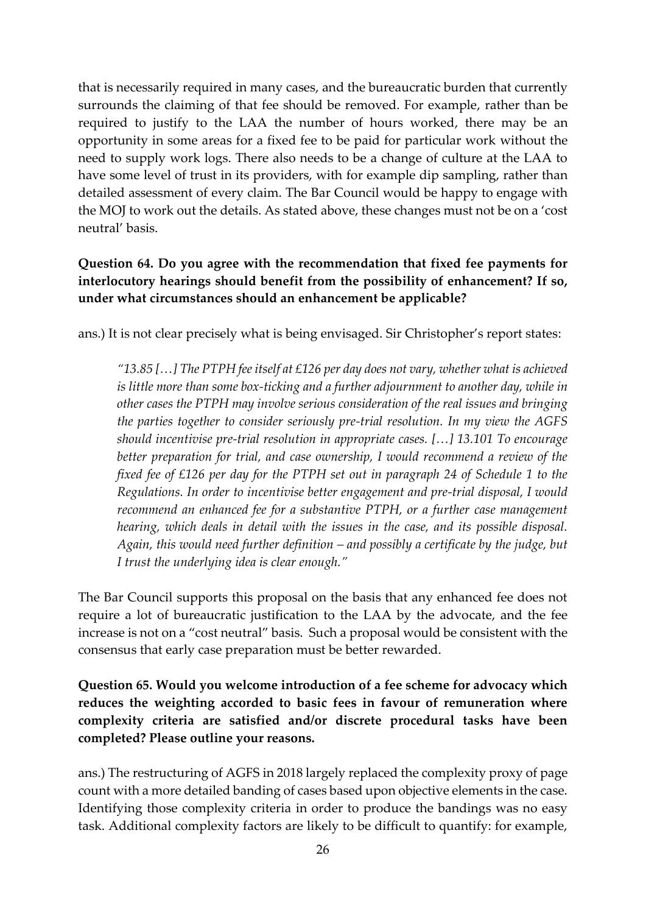that is necessarily required in many cases, and the bureaucratic burden that currently surrounds the claiming of that fee should be removed. For example, rather than be required to justify to the LAA the number of hours worked, there may be an opportunity in some areas for a fixed fee to be paid for particular work without the need to supply work logs. There also needs to be a change of culture at the LAA to have some level of trust in its providers, with for example dip sampling, rather than detailed assessment of every claim. The Bar Council would be happy to engage with the MOJ to work out the details. As stated above, these changes must not be on a 'cost neutral' basis.

**Question 64. Do you agree with the recommendation that fixed fee payments for interlocutory hearings should benefit from the possibility of enhancement? If so, under what circumstances should an enhancement be applicable?**

ans.) It is not clear precisely what is being envisaged. Sir Christopher's report states:

> *"13.85 […] The PTPH fee itself at £126 per day does not vary, whether what is achieved is little more than some box-ticking and a further adjournment to another day, while in other cases the PTPH may involve serious consideration of the real issues and bringing the parties together to consider seriously pre-trial resolution. In my view the AGFS should incentivise pre-trial resolution in appropriate cases. […] 13.101 To encourage better preparation for trial, and case ownership, I would recommend a review of the fixed fee of £126 per day for the PTPH set out in paragraph 24 of Schedule 1 to the Regulations. In order to incentivise better engagement and pre-trial disposal, I would recommend an enhanced fee for a substantive PTPH, or a further case management hearing, which deals in detail with the issues in the case, and its possible disposal. Again, this would need further definition – and possibly a certificate by the judge, but I trust the underlying idea is clear enough."*

The Bar Council supports this proposal on the basis that any enhanced fee does not require a lot of bureaucratic justification to the LAA by the advocate, and the fee increase is not on a "cost neutral" basis. Such a proposal would be consistent with the consensus that early case preparation must be better rewarded.

**Question 65. Would you welcome introduction of a fee scheme for advocacy which reduces the weighting accorded to basic fees in favour of remuneration where complexity criteria are satisfied and/or discrete procedural tasks have been completed? Please outline your reasons.**

ans.) The restructuring of AGFS in 2018 largely replaced the complexity proxy of page count with a more detailed banding of cases based upon objective elements in the case. Identifying those complexity criteria in order to produce the bandings was no easy task. Additional complexity factors are likely to be difficult to quantify: for example,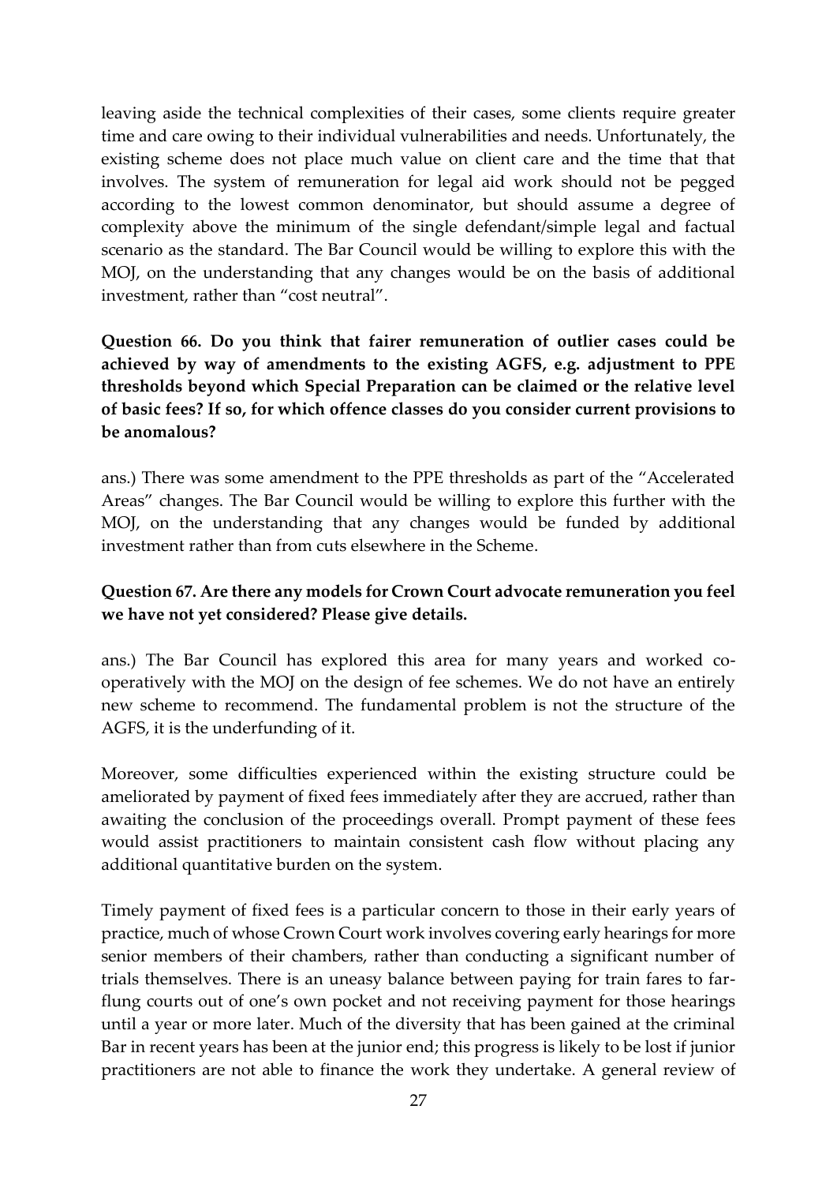leaving aside the technical complexities of their cases, some clients require greater time and care owing to their individual vulnerabilities and needs. Unfortunately, the existing scheme does not place much value on client care and the time that that involves. The system of remuneration for legal aid work should not be pegged according to the lowest common denominator, but should assume a degree of complexity above the minimum of the single defendant/simple legal and factual scenario as the standard. The Bar Council would be willing to explore this with the MOJ, on the understanding that any changes would be on the basis of additional investment, rather than "cost neutral".

**Question 66. Do you think that fairer remuneration of outlier cases could be achieved by way of amendments to the existing AGFS, e.g. adjustment to PPE thresholds beyond which Special Preparation can be claimed or the relative level of basic fees? If so, for which offence classes do you consider current provisions to be anomalous?**

ans.) There was some amendment to the PPE thresholds as part of the "Accelerated Areas" changes. The Bar Council would be willing to explore this further with the MOJ, on the understanding that any changes would be funded by additional investment rather than from cuts elsewhere in the Scheme.

**Question 67. Are there any models for Crown Court advocate remuneration you feel we have not yet considered? Please give details.**

ans.) The Bar Council has explored this area for many years and worked co-operatively with the MOJ on the design of fee schemes. We do not have an entirely new scheme to recommend. The fundamental problem is not the structure of the AGFS, it is the underfunding of it.

Moreover, some difficulties experienced within the existing structure could be ameliorated by payment of fixed fees immediately after they are accrued, rather than awaiting the conclusion of the proceedings overall. Prompt payment of these fees would assist practitioners to maintain consistent cash flow without placing any additional quantitative burden on the system.

Timely payment of fixed fees is a particular concern to those in their early years of practice, much of whose Crown Court work involves covering early hearings for more senior members of their chambers, rather than conducting a significant number of trials themselves. There is an uneasy balance between paying for train fares to far-flung courts out of one's own pocket and not receiving payment for those hearings until a year or more later. Much of the diversity that has been gained at the criminal Bar in recent years has been at the junior end; this progress is likely to be lost if junior practitioners are not able to finance the work they undertake. A general review of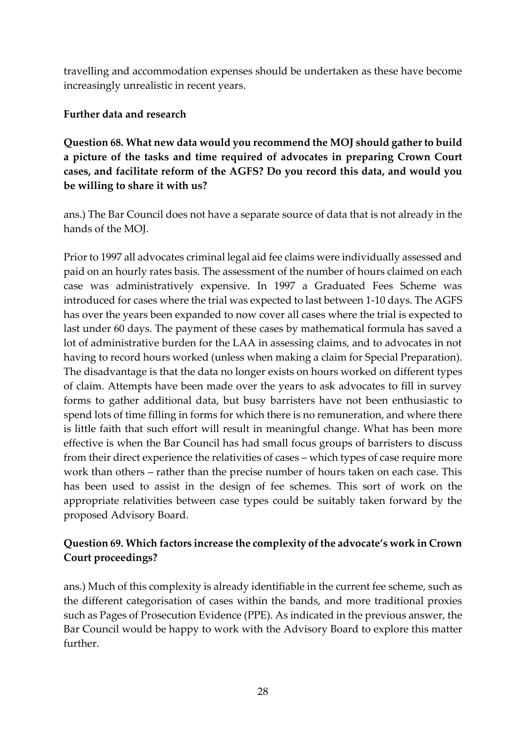travelling and accommodation expenses should be undertaken as these have become increasingly unrealistic in recent years.

**Further data and research**

**Question 68. What new data would you recommend the MOJ should gather to build a picture of the tasks and time required of advocates in preparing Crown Court cases, and facilitate reform of the AGFS? Do you record this data, and would you be willing to share it with us?**

ans.) The Bar Council does not have a separate source of data that is not already in the hands of the MOJ.

Prior to 1997 all advocates criminal legal aid fee claims were individually assessed and paid on an hourly rates basis. The assessment of the number of hours claimed on each case was administratively expensive. In 1997 a Graduated Fees Scheme was introduced for cases where the trial was expected to last between 1-10 days. The AGFS has over the years been expanded to now cover all cases where the trial is expected to last under 60 days. The payment of these cases by mathematical formula has saved a lot of administrative burden for the LAA in assessing claims, and to advocates in not having to record hours worked (unless when making a claim for Special Preparation). The disadvantage is that the data no longer exists on hours worked on different types of claim. Attempts have been made over the years to ask advocates to fill in survey forms to gather additional data, but busy barristers have not been enthusiastic to spend lots of time filling in forms for which there is no remuneration, and where there is little faith that such effort will result in meaningful change. What has been more effective is when the Bar Council has had small focus groups of barristers to discuss from their direct experience the relativities of cases – which types of case require more work than others – rather than the precise number of hours taken on each case. This has been used to assist in the design of fee schemes. This sort of work on the appropriate relativities between case types could be suitably taken forward by the proposed Advisory Board.

**Question 69. Which factors increase the complexity of the advocate's work in Crown Court proceedings?**

ans.) Much of this complexity is already identifiable in the current fee scheme, such as the different categorisation of cases within the bands, and more traditional proxies such as Pages of Prosecution Evidence (PPE). As indicated in the previous answer, the Bar Council would be happy to work with the Advisory Board to explore this matter further.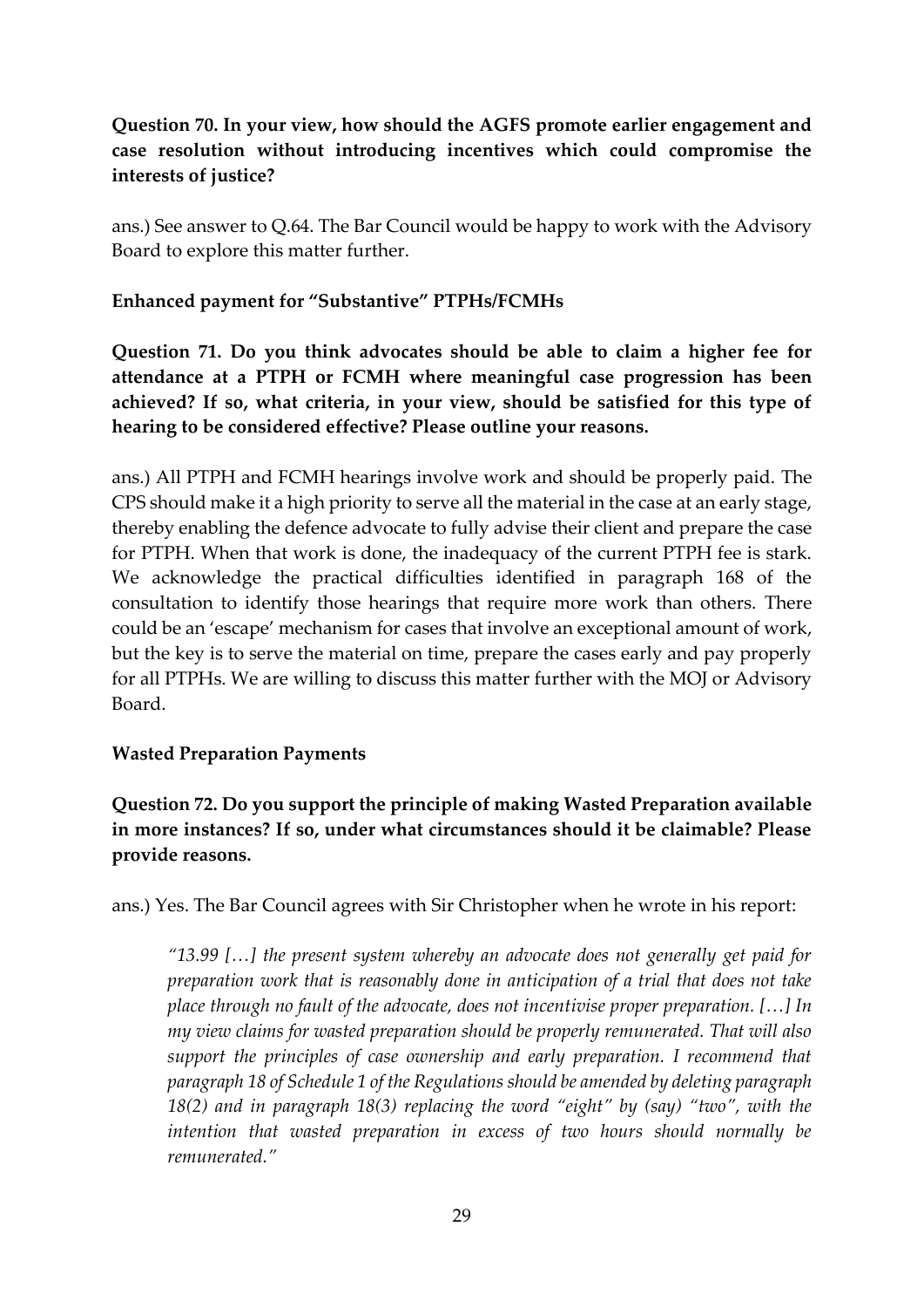**Question 70. In your view, how should the AGFS promote earlier engagement and case resolution without introducing incentives which could compromise the interests of justice?**

ans.) See answer to Q.64. The Bar Council would be happy to work with the Advisory Board to explore this matter further.

**Enhanced payment for "Substantive" PTPHs/FCMHs**

**Question 71. Do you think advocates should be able to claim a higher fee for attendance at a PTPH or FCMH where meaningful case progression has been achieved? If so, what criteria, in your view, should be satisfied for this type of hearing to be considered effective? Please outline your reasons.**

ans.) All PTPH and FCMH hearings involve work and should be properly paid. The CPS should make it a high priority to serve all the material in the case at an early stage, thereby enabling the defence advocate to fully advise their client and prepare the case for PTPH. When that work is done, the inadequacy of the current PTPH fee is stark. We acknowledge the practical difficulties identified in paragraph 168 of the consultation to identify those hearings that require more work than others. There could be an 'escape' mechanism for cases that involve an exceptional amount of work, but the key is to serve the material on time, prepare the cases early and pay properly for all PTPHs. We are willing to discuss this matter further with the MOJ or Advisory Board.

**Wasted Preparation Payments**

**Question 72. Do you support the principle of making Wasted Preparation available in more instances? If so, under what circumstances should it be claimable? Please provide reasons.**

ans.) Yes. The Bar Council agrees with Sir Christopher when he wrote in his report:

> *"13.99 […] the present system whereby an advocate does not generally get paid for preparation work that is reasonably done in anticipation of a trial that does not take place through no fault of the advocate, does not incentivise proper preparation. […] In my view claims for wasted preparation should be properly remunerated. That will also support the principles of case ownership and early preparation. I recommend that paragraph 18 of Schedule 1 of the Regulations should be amended by deleting paragraph 18(2) and in paragraph 18(3) replacing the word "eight" by (say) "two", with the intention that wasted preparation in excess of two hours should normally be remunerated."*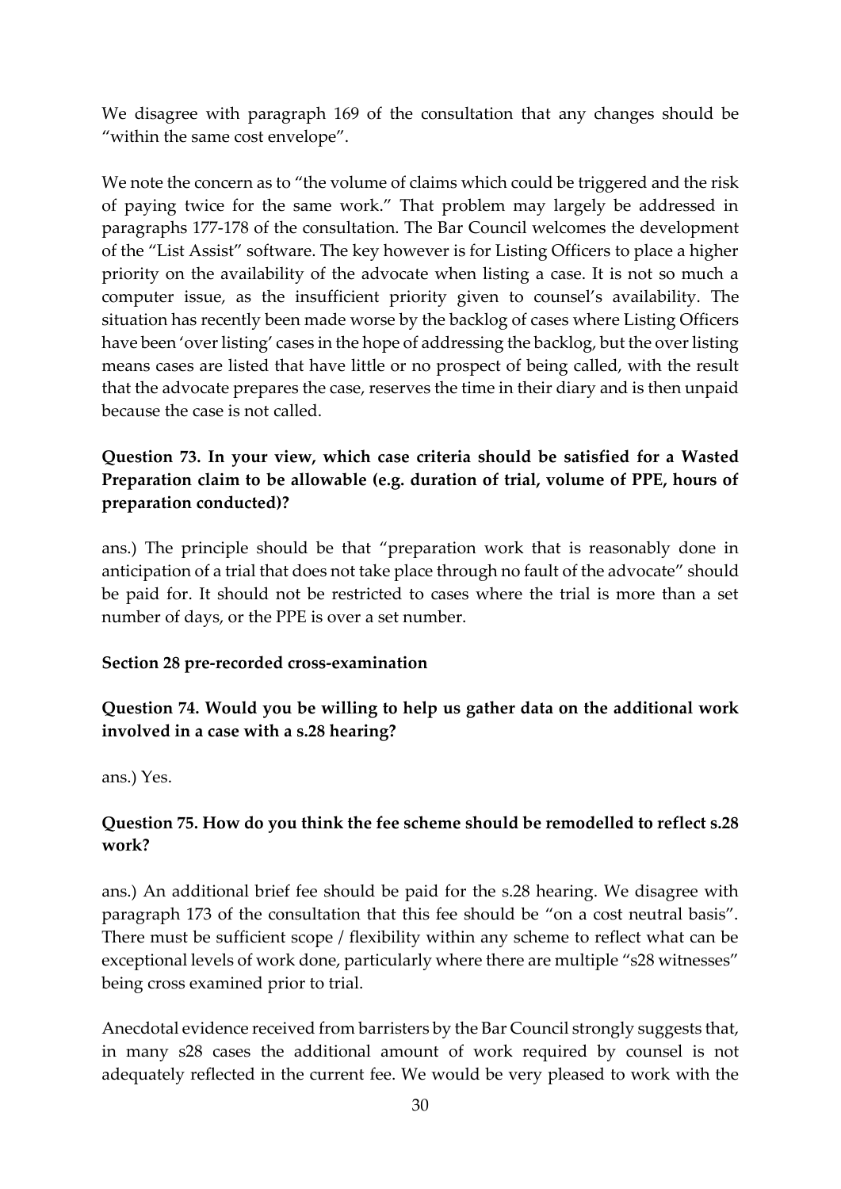We disagree with paragraph 169 of the consultation that any changes should be "within the same cost envelope".

We note the concern as to "the volume of claims which could be triggered and the risk of paying twice for the same work." That problem may largely be addressed in paragraphs 177-178 of the consultation. The Bar Council welcomes the development of the "List Assist" software. The key however is for Listing Officers to place a higher priority on the availability of the advocate when listing a case. It is not so much a computer issue, as the insufficient priority given to counsel's availability. The situation has recently been made worse by the backlog of cases where Listing Officers have been 'over listing' cases in the hope of addressing the backlog, but the over listing means cases are listed that have little or no prospect of being called, with the result that the advocate prepares the case, reserves the time in their diary and is then unpaid because the case is not called.

**Question 73. In your view, which case criteria should be satisfied for a Wasted Preparation claim to be allowable (e.g. duration of trial, volume of PPE, hours of preparation conducted)?**

ans.) The principle should be that "preparation work that is reasonably done in anticipation of a trial that does not take place through no fault of the advocate" should be paid for. It should not be restricted to cases where the trial is more than a set number of days, or the PPE is over a set number.

**Section 28 pre-recorded cross-examination**

**Question 74. Would you be willing to help us gather data on the additional work involved in a case with a s.28 hearing?**

ans.) Yes.

**Question 75. How do you think the fee scheme should be remodelled to reflect s.28 work?**

ans.) An additional brief fee should be paid for the s.28 hearing. We disagree with paragraph 173 of the consultation that this fee should be "on a cost neutral basis". There must be sufficient scope / flexibility within any scheme to reflect what can be exceptional levels of work done, particularly where there are multiple "s28 witnesses" being cross examined prior to trial.

Anecdotal evidence received from barristers by the Bar Council strongly suggests that, in many s28 cases the additional amount of work required by counsel is not adequately reflected in the current fee. We would be very pleased to work with the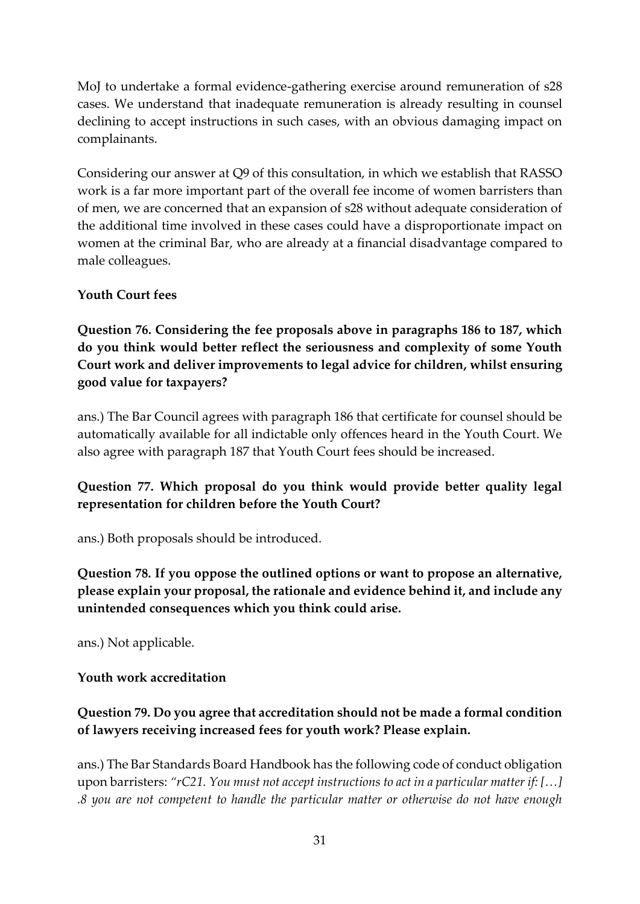MoJ to undertake a formal evidence-gathering exercise around remuneration of s28 cases. We understand that inadequate remuneration is already resulting in counsel declining to accept instructions in such cases, with an obvious damaging impact on complainants.

Considering our answer at Q9 of this consultation, in which we establish that RASSO work is a far more important part of the overall fee income of women barristers than of men, we are concerned that an expansion of s28 without adequate consideration of the additional time involved in these cases could have a disproportionate impact on women at the criminal Bar, who are already at a financial disadvantage compared to male colleagues.

**Youth Court fees**

**Question 76. Considering the fee proposals above in paragraphs 186 to 187, which do you think would better reflect the seriousness and complexity of some Youth Court work and deliver improvements to legal advice for children, whilst ensuring good value for taxpayers?**

ans.) The Bar Council agrees with paragraph 186 that certificate for counsel should be automatically available for all indictable only offences heard in the Youth Court. We also agree with paragraph 187 that Youth Court fees should be increased.

**Question 77. Which proposal do you think would provide better quality legal representation for children before the Youth Court?**

ans.) Both proposals should be introduced.

**Question 78. If you oppose the outlined options or want to propose an alternative, please explain your proposal, the rationale and evidence behind it, and include any unintended consequences which you think could arise.**

ans.) Not applicable.

**Youth work accreditation**

**Question 79. Do you agree that accreditation should not be made a formal condition of lawyers receiving increased fees for youth work? Please explain.**

ans.) The Bar Standards Board Handbook has the following code of conduct obligation upon barristers: *"rC21. You must not accept instructions to act in a particular matter if: […] .8 you are not competent to handle the particular matter or otherwise do not have enough*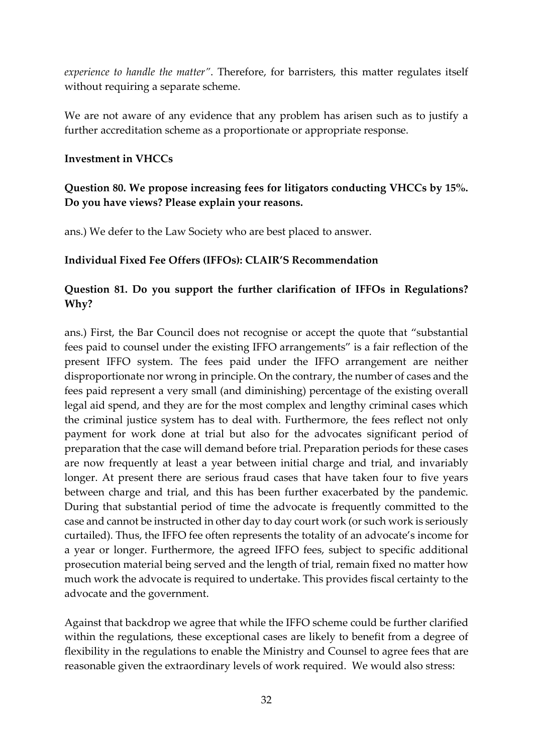*experience to handle the matter"*. Therefore, for barristers, this matter regulates itself without requiring a separate scheme.

We are not aware of any evidence that any problem has arisen such as to justify a further accreditation scheme as a proportionate or appropriate response.

**Investment in VHCCs**

**Question 80. We propose increasing fees for litigators conducting VHCCs by 15%. Do you have views? Please explain your reasons.**

ans.) We defer to the Law Society who are best placed to answer.

**Individual Fixed Fee Offers (IFFOs): CLAIR'S Recommendation**

**Question 81. Do you support the further clarification of IFFOs in Regulations? Why?**

ans.) First, the Bar Council does not recognise or accept the quote that "substantial fees paid to counsel under the existing IFFO arrangements" is a fair reflection of the present IFFO system. The fees paid under the IFFO arrangement are neither disproportionate nor wrong in principle. On the contrary, the number of cases and the fees paid represent a very small (and diminishing) percentage of the existing overall legal aid spend, and they are for the most complex and lengthy criminal cases which the criminal justice system has to deal with. Furthermore, the fees reflect not only payment for work done at trial but also for the advocates significant period of preparation that the case will demand before trial. Preparation periods for these cases are now frequently at least a year between initial charge and trial, and invariably longer. At present there are serious fraud cases that have taken four to five years between charge and trial, and this has been further exacerbated by the pandemic. During that substantial period of time the advocate is frequently committed to the case and cannot be instructed in other day to day court work (or such work is seriously curtailed). Thus, the IFFO fee often represents the totality of an advocate's income for a year or longer. Furthermore, the agreed IFFO fees, subject to specific additional prosecution material being served and the length of trial, remain fixed no matter how much work the advocate is required to undertake. This provides fiscal certainty to the advocate and the government.

Against that backdrop we agree that while the IFFO scheme could be further clarified within the regulations, these exceptional cases are likely to benefit from a degree of flexibility in the regulations to enable the Ministry and Counsel to agree fees that are reasonable given the extraordinary levels of work required. We would also stress: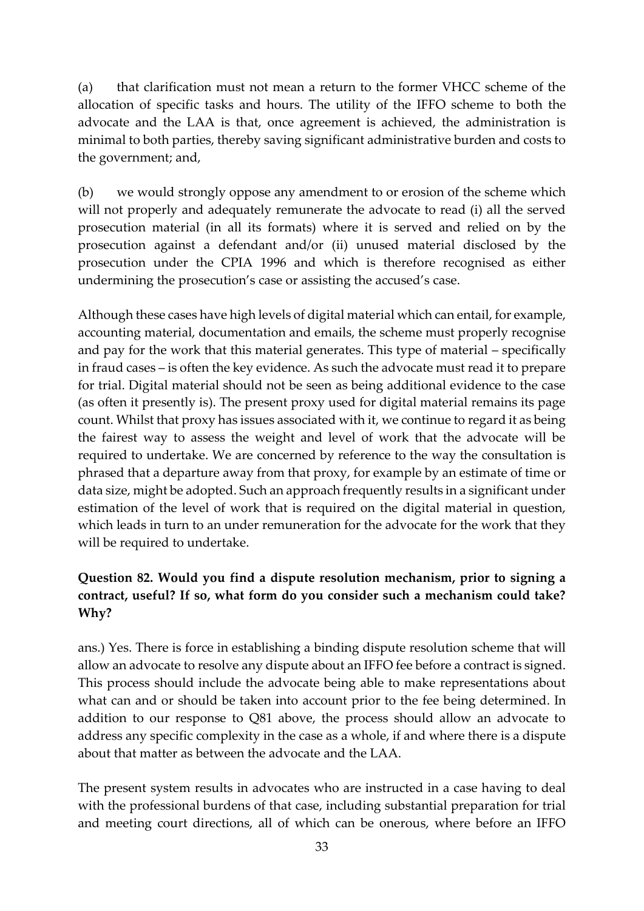(a) that clarification must not mean a return to the former VHCC scheme of the allocation of specific tasks and hours. The utility of the IFFO scheme to both the advocate and the LAA is that, once agreement is achieved, the administration is minimal to both parties, thereby saving significant administrative burden and costs to the government; and,

(b) we would strongly oppose any amendment to or erosion of the scheme which will not properly and adequately remunerate the advocate to read (i) all the served prosecution material (in all its formats) where it is served and relied on by the prosecution against a defendant and/or (ii) unused material disclosed by the prosecution under the CPIA 1996 and which is therefore recognised as either undermining the prosecution's case or assisting the accused's case.

Although these cases have high levels of digital material which can entail, for example, accounting material, documentation and emails, the scheme must properly recognise and pay for the work that this material generates. This type of material – specifically in fraud cases – is often the key evidence. As such the advocate must read it to prepare for trial. Digital material should not be seen as being additional evidence to the case (as often it presently is). The present proxy used for digital material remains its page count. Whilst that proxy has issues associated with it, we continue to regard it as being the fairest way to assess the weight and level of work that the advocate will be required to undertake. We are concerned by reference to the way the consultation is phrased that a departure away from that proxy, for example by an estimate of time or data size, might be adopted. Such an approach frequently results in a significant under estimation of the level of work that is required on the digital material in question, which leads in turn to an under remuneration for the advocate for the work that they will be required to undertake.

**Question 82. Would you find a dispute resolution mechanism, prior to signing a contract, useful? If so, what form do you consider such a mechanism could take? Why?**

ans.) Yes. There is force in establishing a binding dispute resolution scheme that will allow an advocate to resolve any dispute about an IFFO fee before a contract is signed. This process should include the advocate being able to make representations about what can and or should be taken into account prior to the fee being determined. In addition to our response to Q81 above, the process should allow an advocate to address any specific complexity in the case as a whole, if and where there is a dispute about that matter as between the advocate and the LAA.

The present system results in advocates who are instructed in a case having to deal with the professional burdens of that case, including substantial preparation for trial and meeting court directions, all of which can be onerous, where before an IFFO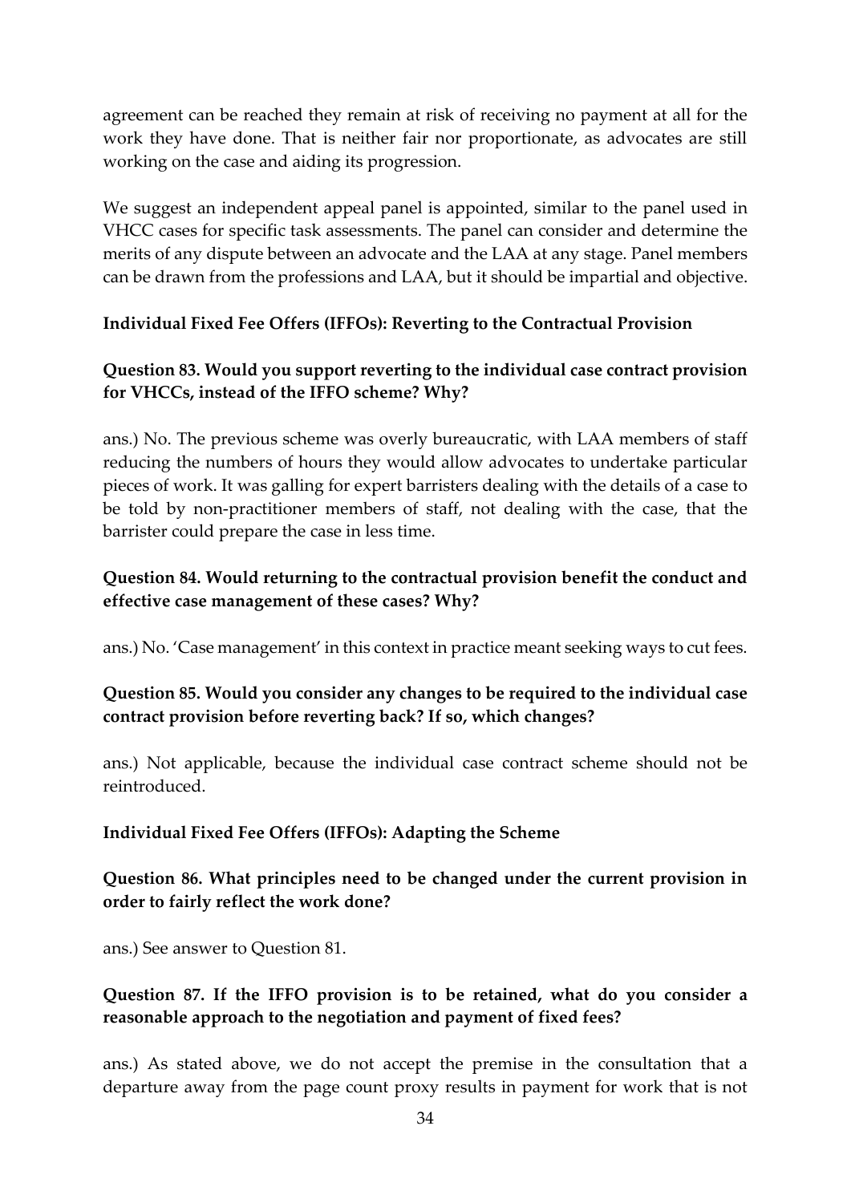agreement can be reached they remain at risk of receiving no payment at all for the work they have done. That is neither fair nor proportionate, as advocates are still working on the case and aiding its progression.

We suggest an independent appeal panel is appointed, similar to the panel used in VHCC cases for specific task assessments. The panel can consider and determine the merits of any dispute between an advocate and the LAA at any stage. Panel members can be drawn from the professions and LAA, but it should be impartial and objective.

**Individual Fixed Fee Offers (IFFOs): Reverting to the Contractual Provision**

**Question 83. Would you support reverting to the individual case contract provision for VHCCs, instead of the IFFO scheme? Why?**

ans.) No. The previous scheme was overly bureaucratic, with LAA members of staff reducing the numbers of hours they would allow advocates to undertake particular pieces of work. It was galling for expert barristers dealing with the details of a case to be told by non-practitioner members of staff, not dealing with the case, that the barrister could prepare the case in less time.

**Question 84. Would returning to the contractual provision benefit the conduct and effective case management of these cases? Why?**

ans.) No. 'Case management' in this context in practice meant seeking ways to cut fees.

**Question 85. Would you consider any changes to be required to the individual case contract provision before reverting back? If so, which changes?**

ans.) Not applicable, because the individual case contract scheme should not be reintroduced.

**Individual Fixed Fee Offers (IFFOs): Adapting the Scheme**

**Question 86. What principles need to be changed under the current provision in order to fairly reflect the work done?**

ans.) See answer to Question 81.

**Question 87. If the IFFO provision is to be retained, what do you consider a reasonable approach to the negotiation and payment of fixed fees?**

ans.) As stated above, we do not accept the premise in the consultation that a departure away from the page count proxy results in payment for work that is not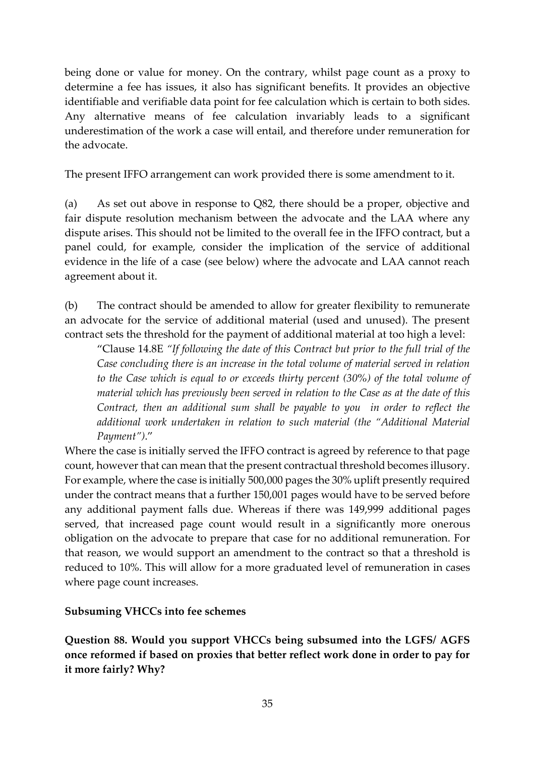being done or value for money. On the contrary, whilst page count as a proxy to determine a fee has issues, it also has significant benefits. It provides an objective identifiable and verifiable data point for fee calculation which is certain to both sides. Any alternative means of fee calculation invariably leads to a significant underestimation of the work a case will entail, and therefore under remuneration for the advocate.

The present IFFO arrangement can work provided there is some amendment to it.

(a) As set out above in response to Q82, there should be a proper, objective and fair dispute resolution mechanism between the advocate and the LAA where any dispute arises. This should not be limited to the overall fee in the IFFO contract, but a panel could, for example, consider the implication of the service of additional evidence in the life of a case (see below) where the advocate and LAA cannot reach agreement about it.

(b) The contract should be amended to allow for greater flexibility to remunerate an advocate for the service of additional material (used and unused). The present contract sets the threshold for the payment of additional material at too high a level:

> "Clause 14.8E *"If following the date of this Contract but prior to the full trial of the Case concluding there is an increase in the total volume of material served in relation to the Case which is equal to or exceeds thirty percent (30%) of the total volume of material which has previously been served in relation to the Case as at the date of this Contract, then an additional sum shall be payable to you in order to reflect the additional work undertaken in relation to such material (the "Additional Material Payment")*."

Where the case is initially served the IFFO contract is agreed by reference to that page count, however that can mean that the present contractual threshold becomes illusory. For example, where the case is initially 500,000 pages the 30% uplift presently required under the contract means that a further 150,001 pages would have to be served before any additional payment falls due. Whereas if there was 149,999 additional pages served, that increased page count would result in a significantly more onerous obligation on the advocate to prepare that case for no additional remuneration. For that reason, we would support an amendment to the contract so that a threshold is reduced to 10%. This will allow for a more graduated level of remuneration in cases where page count increases.

**Subsuming VHCCs into fee schemes**

**Question 88. Would you support VHCCs being subsumed into the LGFS/ AGFS once reformed if based on proxies that better reflect work done in order to pay for it more fairly? Why?**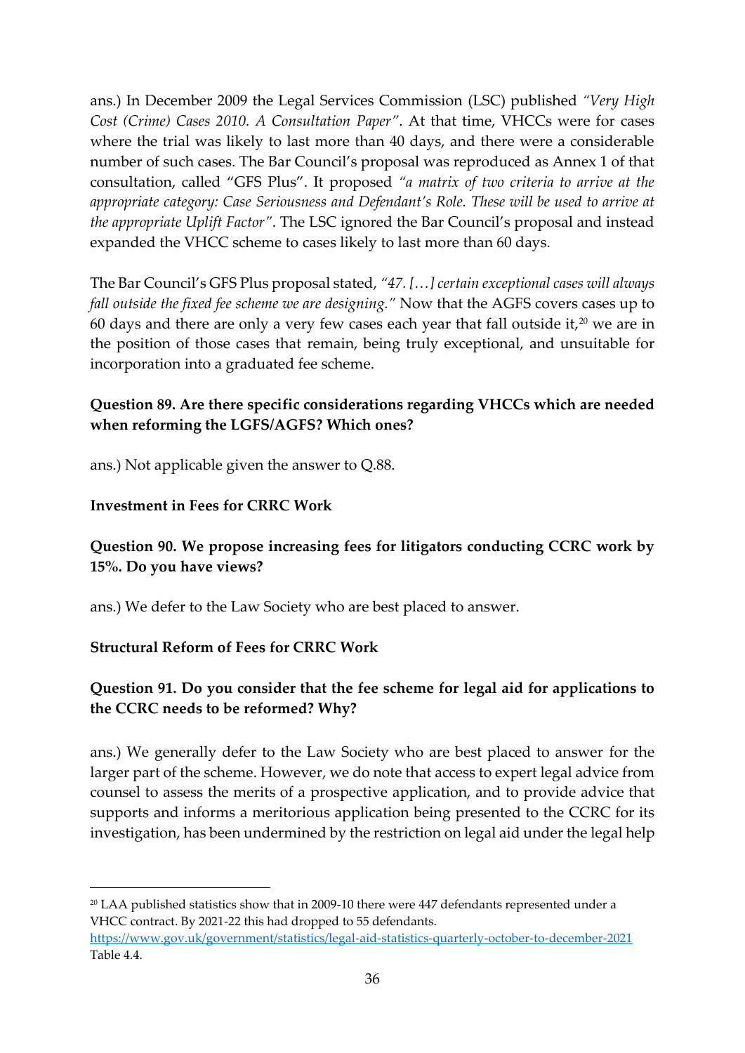ans.) In December 2009 the Legal Services Commission (LSC) published *"Very High Cost (Crime) Cases 2010. A Consultation Paper"*. At that time, VHCCs were for cases where the trial was likely to last more than 40 days, and there were a considerable number of such cases. The Bar Council's proposal was reproduced as Annex 1 of that consultation, called "GFS Plus". It proposed *"a matrix of two criteria to arrive at the appropriate category: Case Seriousness and Defendant's Role. These will be used to arrive at the appropriate Uplift Factor"*. The LSC ignored the Bar Council's proposal and instead expanded the VHCC scheme to cases likely to last more than 60 days.

The Bar Council's GFS Plus proposal stated, *"47. […] certain exceptional cases will always fall outside the fixed fee scheme we are designing."* Now that the AGFS covers cases up to 60 days and there are only a very few cases each year that fall outside it,[20] we are in the position of those cases that remain, being truly exceptional, and unsuitable for incorporation into a graduated fee scheme.

**Question 89. Are there specific considerations regarding VHCCs which are needed when reforming the LGFS/AGFS? Which ones?**

ans.) Not applicable given the answer to Q.88.

**Investment in Fees for CRRC Work**

**Question 90. We propose increasing fees for litigators conducting CCRC work by 15%. Do you have views?**

ans.) We defer to the Law Society who are best placed to answer.

**Structural Reform of Fees for CRRC Work**

**Question 91. Do you consider that the fee scheme for legal aid for applications to the CCRC needs to be reformed? Why?**

ans.) We generally defer to the Law Society who are best placed to answer for the larger part of the scheme. However, we do note that access to expert legal advice from counsel to assess the merits of a prospective application, and to provide advice that supports and informs a meritorious application being presented to the CCRC for its investigation, has been undermined by the restriction on legal aid under the legal help

---

[20] LAA published statistics show that in 2009-10 there were 447 defendants represented under a VHCC contract. By 2021-22 this had dropped to 55 defendants. [https://www.gov.uk/government/statistics/legal-aid-statistics-quarterly-october-to-december-2021](https://www.gov.uk/government/statistics/legal-aid-statistics-quarterly-october-to-december-2021) Table 4.4.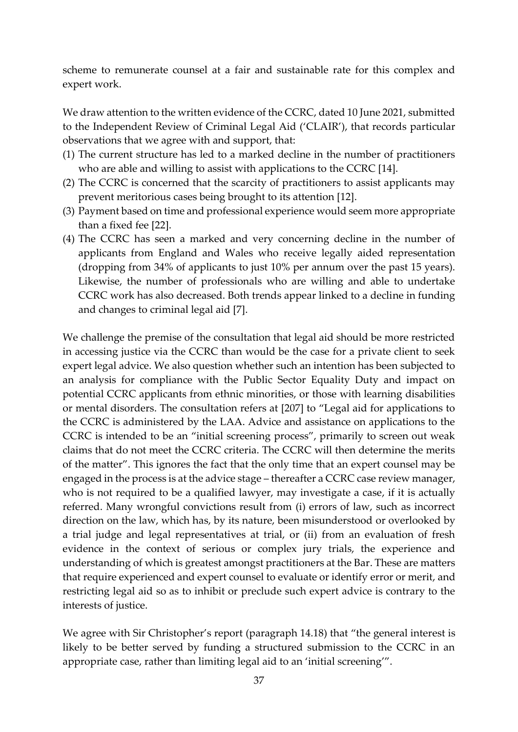scheme to remunerate counsel at a fair and sustainable rate for this complex and expert work.

We draw attention to the written evidence of the CCRC, dated 10 June 2021, submitted to the Independent Review of Criminal Legal Aid ('CLAIR'), that records particular observations that we agree with and support, that:

(1) The current structure has led to a marked decline in the number of practitioners who are able and willing to assist with applications to the CCRC [14].
(2) The CCRC is concerned that the scarcity of practitioners to assist applicants may prevent meritorious cases being brought to its attention [12].
(3) Payment based on time and professional experience would seem more appropriate than a fixed fee [22].
(4) The CCRC has seen a marked and very concerning decline in the number of applicants from England and Wales who receive legally aided representation (dropping from 34% of applicants to just 10% per annum over the past 15 years). Likewise, the number of professionals who are willing and able to undertake CCRC work has also decreased. Both trends appear linked to a decline in funding and changes to criminal legal aid [7].

We challenge the premise of the consultation that legal aid should be more restricted in accessing justice via the CCRC than would be the case for a private client to seek expert legal advice. We also question whether such an intention has been subjected to an analysis for compliance with the Public Sector Equality Duty and impact on potential CCRC applicants from ethnic minorities, or those with learning disabilities or mental disorders. The consultation refers at [207] to "Legal aid for applications to the CCRC is administered by the LAA. Advice and assistance on applications to the CCRC is intended to be an "initial screening process", primarily to screen out weak claims that do not meet the CCRC criteria. The CCRC will then determine the merits of the matter". This ignores the fact that the only time that an expert counsel may be engaged in the process is at the advice stage – thereafter a CCRC case review manager, who is not required to be a qualified lawyer, may investigate a case, if it is actually referred. Many wrongful convictions result from (i) errors of law, such as incorrect direction on the law, which has, by its nature, been misunderstood or overlooked by a trial judge and legal representatives at trial, or (ii) from an evaluation of fresh evidence in the context of serious or complex jury trials, the experience and understanding of which is greatest amongst practitioners at the Bar. These are matters that require experienced and expert counsel to evaluate or identify error or merit, and restricting legal aid so as to inhibit or preclude such expert advice is contrary to the interests of justice.

We agree with Sir Christopher's report (paragraph 14.18) that "the general interest is likely to be better served by funding a structured submission to the CCRC in an appropriate case, rather than limiting legal aid to an 'initial screening'".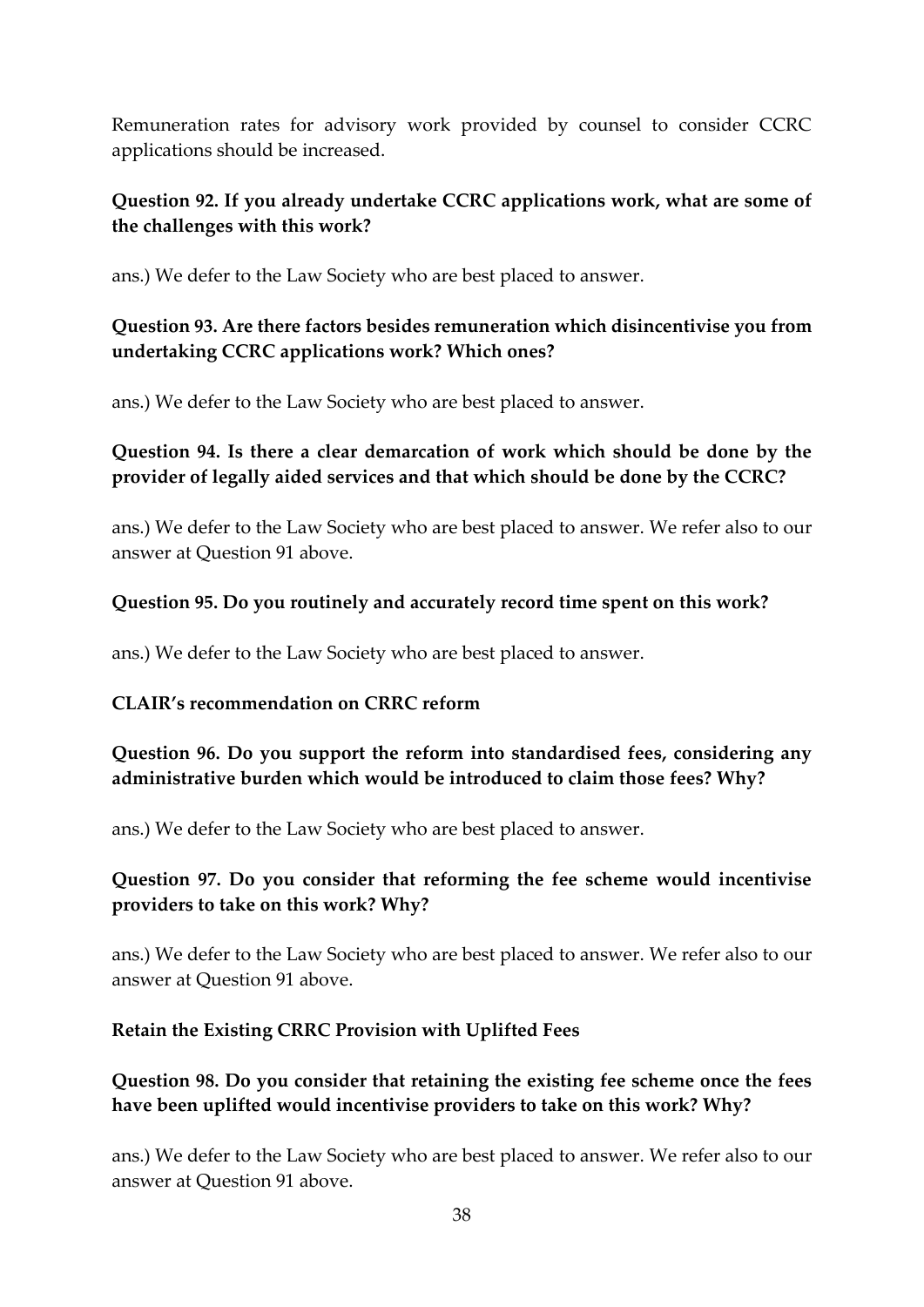Remuneration rates for advisory work provided by counsel to consider CCRC applications should be increased.

**Question 92. If you already undertake CCRC applications work, what are some of the challenges with this work?**

ans.) We defer to the Law Society who are best placed to answer.

**Question 93. Are there factors besides remuneration which disincentivise you from undertaking CCRC applications work? Which ones?**

ans.) We defer to the Law Society who are best placed to answer.

**Question 94. Is there a clear demarcation of work which should be done by the provider of legally aided services and that which should be done by the CCRC?**

ans.) We defer to the Law Society who are best placed to answer. We refer also to our answer at Question 91 above.

**Question 95. Do you routinely and accurately record time spent on this work?**

ans.) We defer to the Law Society who are best placed to answer.

**CLAIR's recommendation on CRRC reform**

**Question 96. Do you support the reform into standardised fees, considering any administrative burden which would be introduced to claim those fees? Why?**

ans.) We defer to the Law Society who are best placed to answer.

**Question 97. Do you consider that reforming the fee scheme would incentivise providers to take on this work? Why?**

ans.) We defer to the Law Society who are best placed to answer. We refer also to our answer at Question 91 above.

**Retain the Existing CRRC Provision with Uplifted Fees**

**Question 98. Do you consider that retaining the existing fee scheme once the fees have been uplifted would incentivise providers to take on this work? Why?**

ans.) We defer to the Law Society who are best placed to answer. We refer also to our answer at Question 91 above.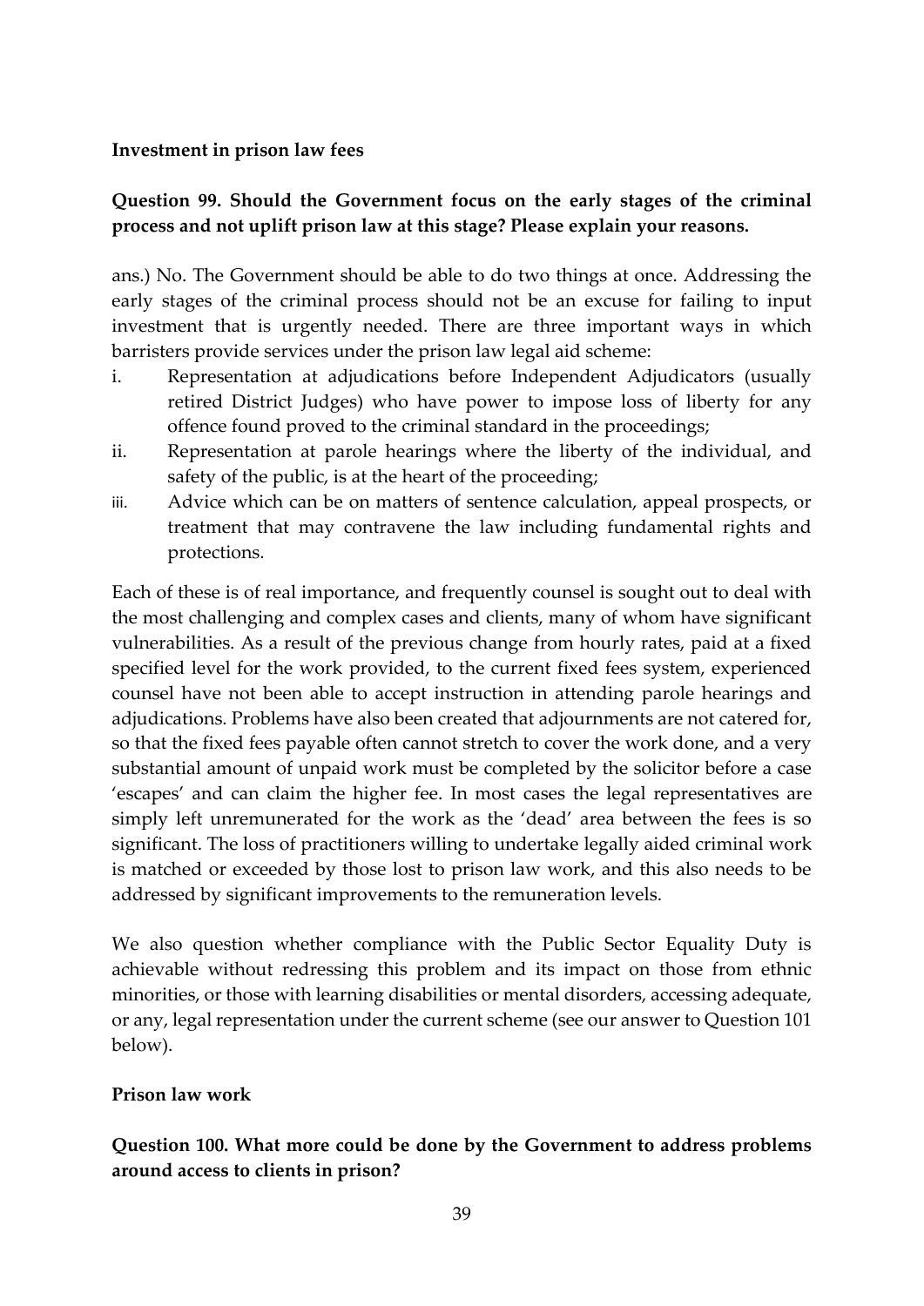**Investment in prison law fees**

**Question 99. Should the Government focus on the early stages of the criminal process and not uplift prison law at this stage? Please explain your reasons.**

ans.) No. The Government should be able to do two things at once. Addressing the early stages of the criminal process should not be an excuse for failing to input investment that is urgently needed. There are three important ways in which barristers provide services under the prison law legal aid scheme:

i. Representation at adjudications before Independent Adjudicators (usually retired District Judges) who have power to impose loss of liberty for any offence found proved to the criminal standard in the proceedings;
ii. Representation at parole hearings where the liberty of the individual, and safety of the public, is at the heart of the proceeding;
iii. Advice which can be on matters of sentence calculation, appeal prospects, or treatment that may contravene the law including fundamental rights and protections.

Each of these is of real importance, and frequently counsel is sought out to deal with the most challenging and complex cases and clients, many of whom have significant vulnerabilities. As a result of the previous change from hourly rates, paid at a fixed specified level for the work provided, to the current fixed fees system, experienced counsel have not been able to accept instruction in attending parole hearings and adjudications. Problems have also been created that adjournments are not catered for, so that the fixed fees payable often cannot stretch to cover the work done, and a very substantial amount of unpaid work must be completed by the solicitor before a case 'escapes' and can claim the higher fee. In most cases the legal representatives are simply left unremunerated for the work as the 'dead' area between the fees is so significant. The loss of practitioners willing to undertake legally aided criminal work is matched or exceeded by those lost to prison law work, and this also needs to be addressed by significant improvements to the remuneration levels.

We also question whether compliance with the Public Sector Equality Duty is achievable without redressing this problem and its impact on those from ethnic minorities, or those with learning disabilities or mental disorders, accessing adequate, or any, legal representation under the current scheme (see our answer to Question 101 below).

**Prison law work**

**Question 100. What more could be done by the Government to address problems around access to clients in prison?**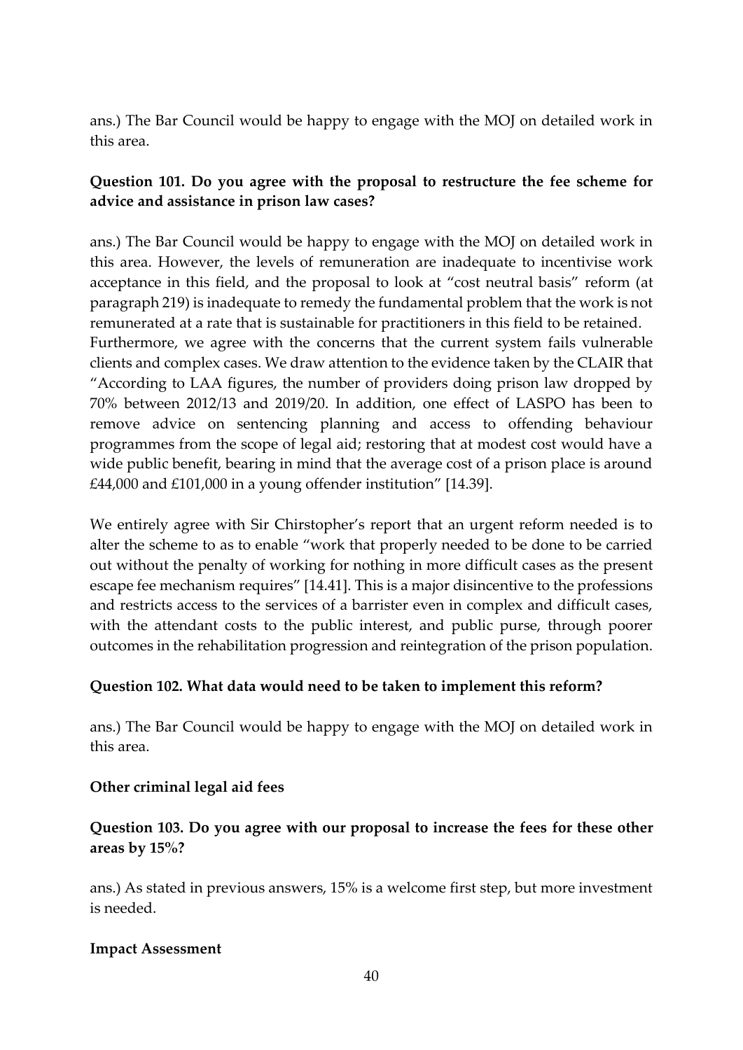ans.) The Bar Council would be happy to engage with the MOJ on detailed work in this area.

**Question 101. Do you agree with the proposal to restructure the fee scheme for advice and assistance in prison law cases?**

ans.) The Bar Council would be happy to engage with the MOJ on detailed work in this area. However, the levels of remuneration are inadequate to incentivise work acceptance in this field, and the proposal to look at "cost neutral basis" reform (at paragraph 219) is inadequate to remedy the fundamental problem that the work is not remunerated at a rate that is sustainable for practitioners in this field to be retained.
Furthermore, we agree with the concerns that the current system fails vulnerable clients and complex cases. We draw attention to the evidence taken by the CLAIR that "According to LAA figures, the number of providers doing prison law dropped by 70% between 2012/13 and 2019/20. In addition, one effect of LASPO has been to remove advice on sentencing planning and access to offending behaviour programmes from the scope of legal aid; restoring that at modest cost would have a wide public benefit, bearing in mind that the average cost of a prison place is around £44,000 and £101,000 in a young offender institution" [14.39].

We entirely agree with Sir Chirstopher's report that an urgent reform needed is to alter the scheme to as to enable "work that properly needed to be done to be carried out without the penalty of working for nothing in more difficult cases as the present escape fee mechanism requires" [14.41]. This is a major disincentive to the professions and restricts access to the services of a barrister even in complex and difficult cases, with the attendant costs to the public interest, and public purse, through poorer outcomes in the rehabilitation progression and reintegration of the prison population.

**Question 102. What data would need to be taken to implement this reform?**

ans.) The Bar Council would be happy to engage with the MOJ on detailed work in this area.

**Other criminal legal aid fees**

**Question 103. Do you agree with our proposal to increase the fees for these other areas by 15%?**

ans.) As stated in previous answers, 15% is a welcome first step, but more investment is needed.

**Impact Assessment**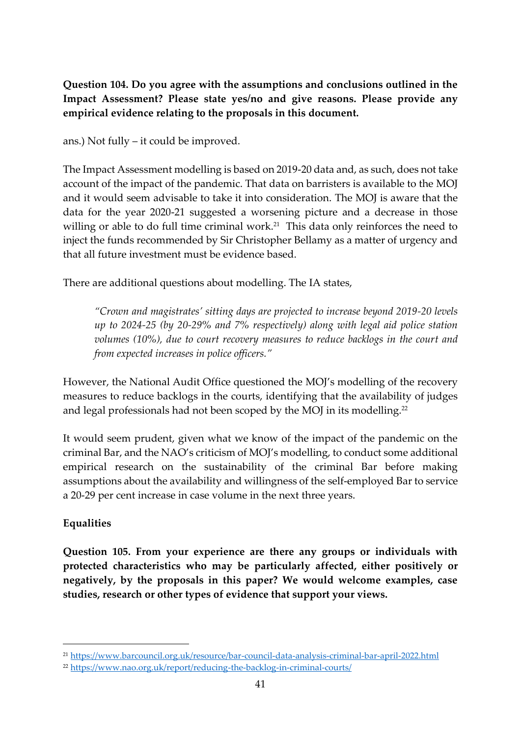**Question 104. Do you agree with the assumptions and conclusions outlined in the Impact Assessment? Please state yes/no and give reasons. Please provide any empirical evidence relating to the proposals in this document.**

ans.) Not fully – it could be improved.

The Impact Assessment modelling is based on 2019-20 data and, as such, does not take account of the impact of the pandemic. That data on barristers is available to the MOJ and it would seem advisable to take it into consideration. The MOJ is aware that the data for the year 2020-21 suggested a worsening picture and a decrease in those willing or able to do full time criminal work.[21] This data only reinforces the need to inject the funds recommended by Sir Christopher Bellamy as a matter of urgency and that all future investment must be evidence based.

There are additional questions about modelling. The IA states,

> *"Crown and magistrates' sitting days are projected to increase beyond 2019-20 levels up to 2024-25 (by 20-29% and 7% respectively) along with legal aid police station volumes (10%), due to court recovery measures to reduce backlogs in the court and from expected increases in police officers."*

However, the National Audit Office questioned the MOJ's modelling of the recovery measures to reduce backlogs in the courts, identifying that the availability of judges and legal professionals had not been scoped by the MOJ in its modelling.[22]

It would seem prudent, given what we know of the impact of the pandemic on the criminal Bar, and the NAO's criticism of MOJ's modelling, to conduct some additional empirical research on the sustainability of the criminal Bar before making assumptions about the availability and willingness of the self-employed Bar to service a 20-29 per cent increase in case volume in the next three years.

**Equalities**

**Question 105. From your experience are there any groups or individuals with protected characteristics who may be particularly affected, either positively or negatively, by the proposals in this paper? We would welcome examples, case studies, research or other types of evidence that support your views.**

---

[21] https://www.barcouncil.org.uk/resource/bar-council-data-analysis-criminal-bar-april-2022.html

[22] https://www.nao.org.uk/report/reducing-the-backlog-in-criminal-courts/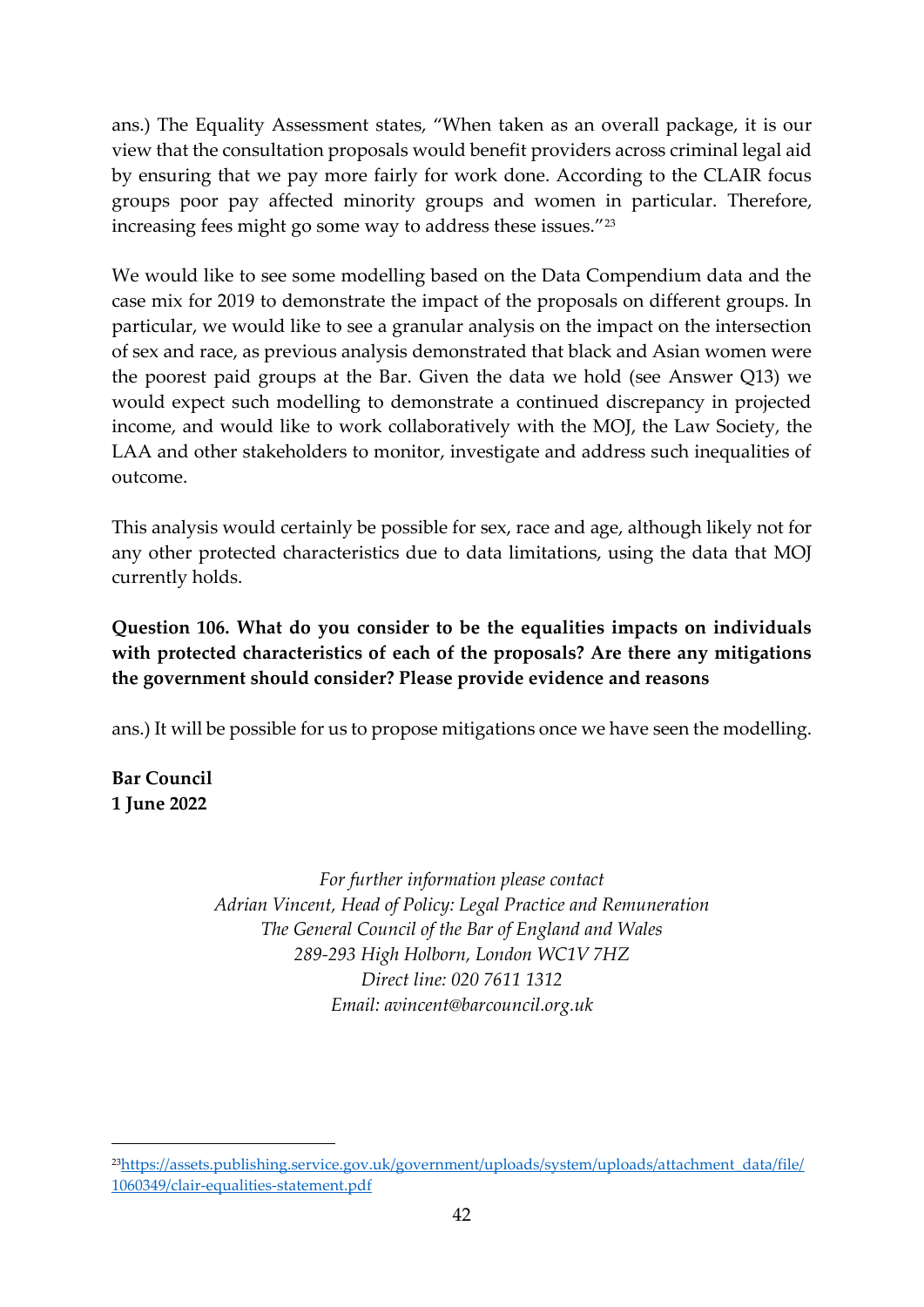ans.) The Equality Assessment states, "When taken as an overall package, it is our view that the consultation proposals would benefit providers across criminal legal aid by ensuring that we pay more fairly for work done. According to the CLAIR focus groups poor pay affected minority groups and women in particular. Therefore, increasing fees might go some way to address these issues."[23]

We would like to see some modelling based on the Data Compendium data and the case mix for 2019 to demonstrate the impact of the proposals on different groups. In particular, we would like to see a granular analysis on the impact on the intersection of sex and race, as previous analysis demonstrated that black and Asian women were the poorest paid groups at the Bar. Given the data we hold (see Answer Q13) we would expect such modelling to demonstrate a continued discrepancy in projected income, and would like to work collaboratively with the MOJ, the Law Society, the LAA and other stakeholders to monitor, investigate and address such inequalities of outcome.

This analysis would certainly be possible for sex, race and age, although likely not for any other protected characteristics due to data limitations, using the data that MOJ currently holds.

**Question 106. What do you consider to be the equalities impacts on individuals with protected characteristics of each of the proposals? Are there any mitigations the government should consider? Please provide evidence and reasons**

ans.) It will be possible for us to propose mitigations once we have seen the modelling.

**Bar Council**
**1 June 2022**

*For further information please contact*
*Adrian Vincent, Head of Policy: Legal Practice and Remuneration*
*The General Council of the Bar of England and Wales*
*289-293 High Holborn, London WC1V 7HZ*
*Direct line: 020 7611 1312*
*Email: avincent@barcouncil.org.uk*

---

[23] https://assets.publishing.service.gov.uk/government/uploads/system/uploads/attachment_data/file/1060349/clair-equalities-statement.pdf